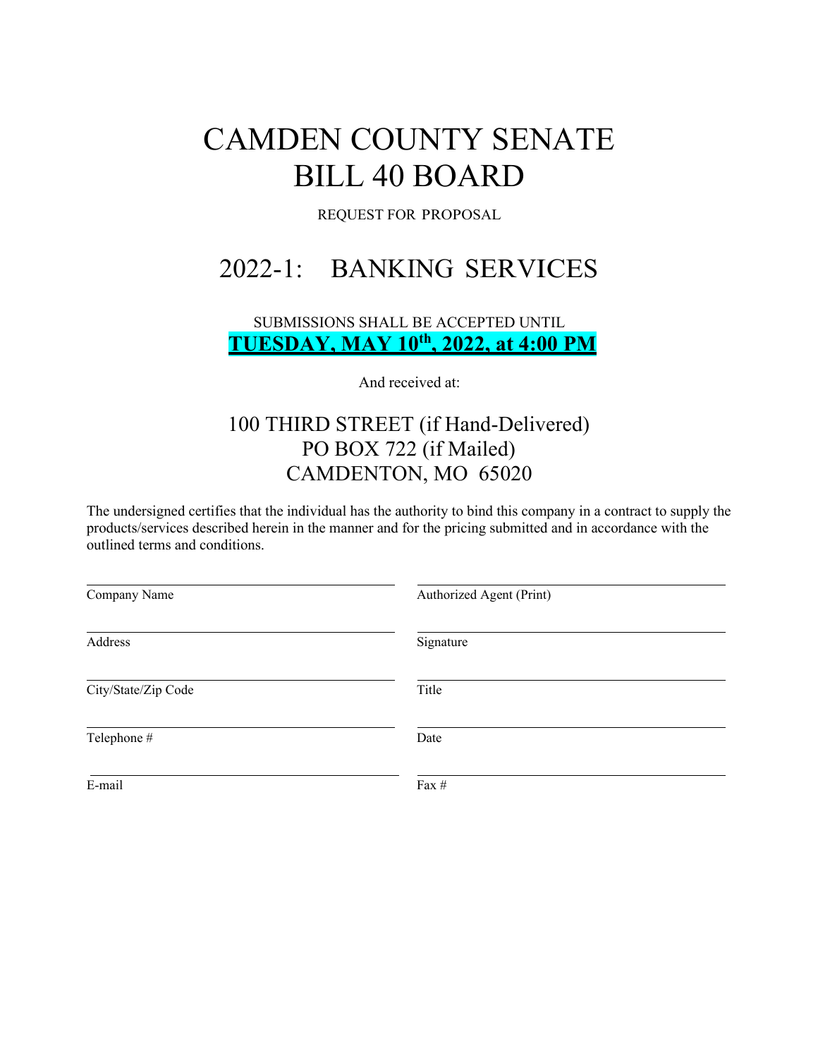# CAMDEN COUNTY SENATE BILL 40 BOARD

REQUEST FOR PROPOSAL

## 2022-1: BANKING SERVICES

SUBMISSIONS SHALL BE ACCEPTED UNTIL

**TUESDAY, MAY 10th, 2022, at 4:00 PM**

And received at:

100 THIRD STREET (if Hand-Delivered)
PO BOX 722 (if Mailed)
CAMDENTON, MO 65020

The undersigned certifies that the individual has the authority to bind this company in a contract to supply the products/services described herein in the manner and for the pricing submitted and in accordance with the outlined terms and conditions.

| | |
|---|---|
| ______________________ | ______________________ |
| Company Name | Authorized Agent (Print) |
| ______________________ | ______________________ |
| Address | Signature |
| ______________________ | ______________________ |
| City/State/Zip Code | Title |
| ______________________ | ______________________ |
| Telephone # | Date |
| ______________________ | ______________________ |
| E-mail | Fax # |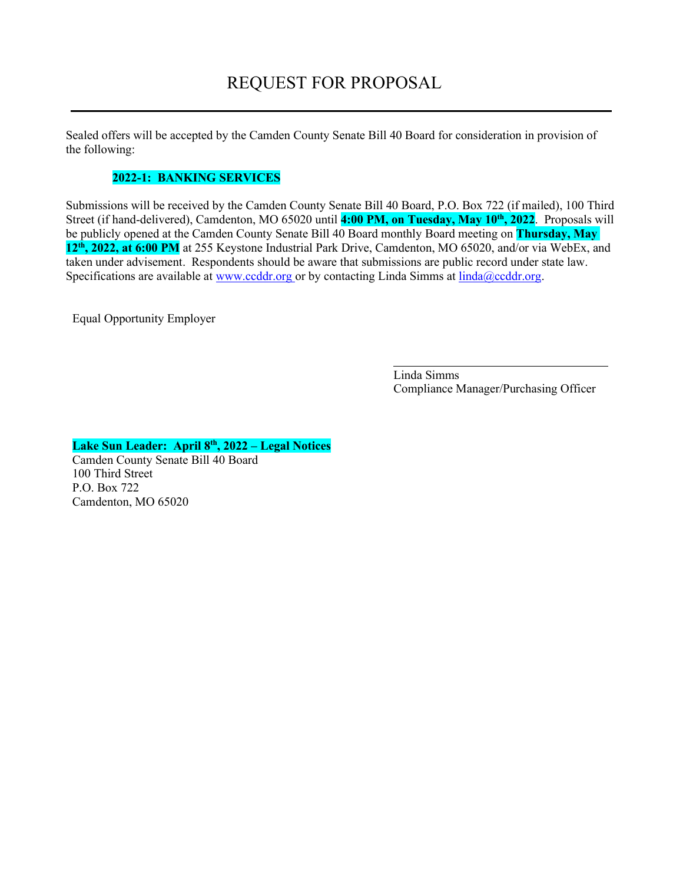# REQUEST FOR PROPOSAL

---

Sealed offers will be accepted by the Camden County Senate Bill 40 Board for consideration in provision of the following:

**2022-1: BANKING SERVICES**

Submissions will be received by the Camden County Senate Bill 40 Board, P.O. Box 722 (if mailed), 100 Third Street (if hand-delivered), Camdenton, MO 65020 until **4:00 PM, on Tuesday, May 10th, 2022**. Proposals will be publicly opened at the Camden County Senate Bill 40 Board monthly Board meeting on **Thursday, May 12th, 2022, at 6:00 PM** at 255 Keystone Industrial Park Drive, Camdenton, MO 65020, and/or via WebEx, and taken under advisement. Respondents should be aware that submissions are public record under state law. Specifications are available at www.ccddr.org or by contacting Linda Simms at linda@ccddr.org.

Equal Opportunity Employer

Linda Simms
Compliance Manager/Purchasing Officer

**Lake Sun Leader: April 8th, 2022 – Legal Notices**
Camden County Senate Bill 40 Board
100 Third Street
P.O. Box 722
Camdenton, MO 65020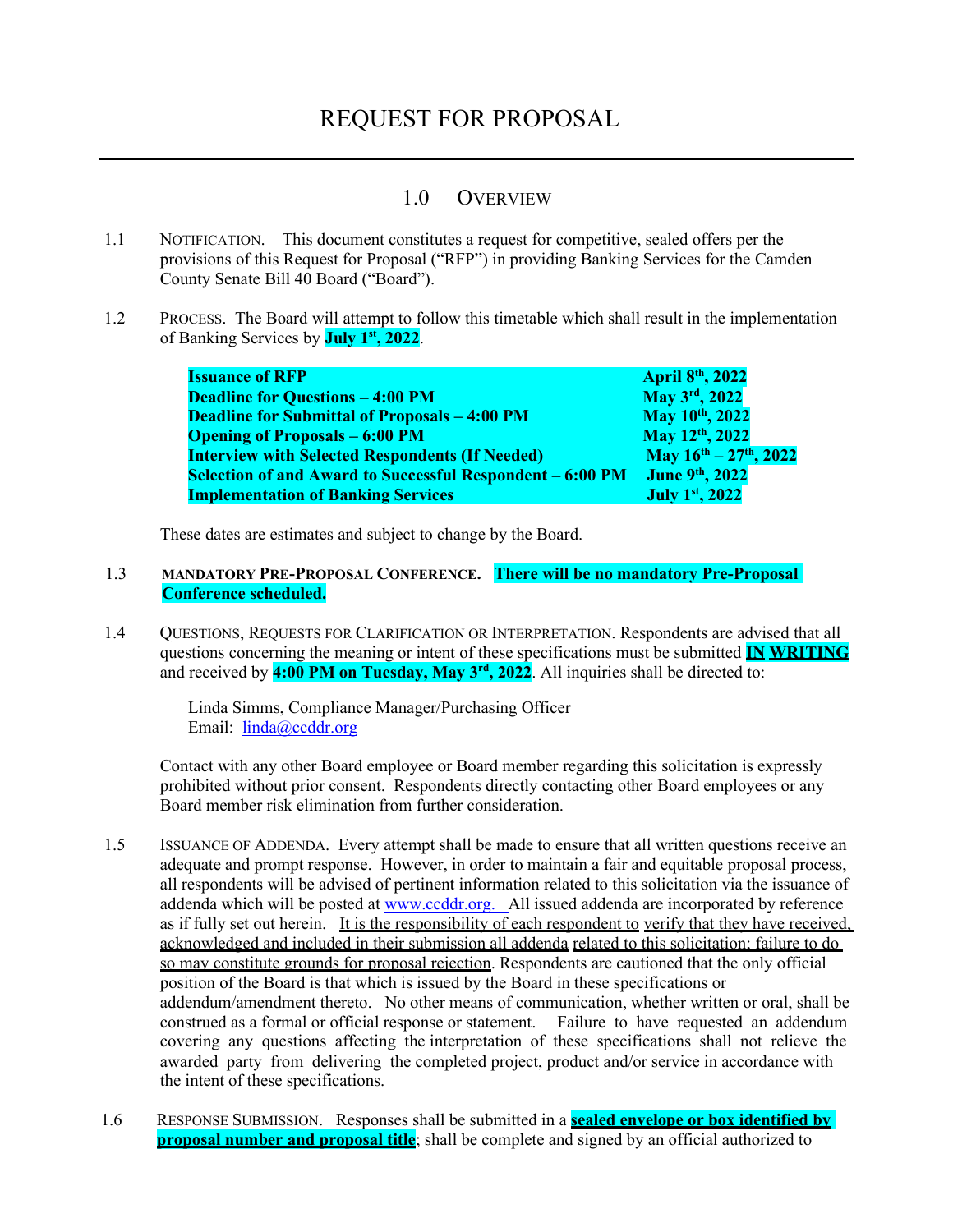# REQUEST FOR PROPOSAL

## 1.0 OVERVIEW

1.1 NOTIFICATION. This document constitutes a request for competitive, sealed offers per the provisions of this Request for Proposal ("RFP") in providing Banking Services for the Camden County Senate Bill 40 Board ("Board").

1.2 PROCESS. The Board will attempt to follow this timetable which shall result in the implementation of Banking Services by **July 1st, 2022**.

| | |
|---|---|
| **Issuance of RFP** | **April 8th, 2022** |
| **Deadline for Questions – 4:00 PM** | **May 3rd, 2022** |
| **Deadline for Submittal of Proposals – 4:00 PM** | **May 10th, 2022** |
| **Opening of Proposals – 6:00 PM** | **May 12th, 2022** |
| **Interview with Selected Respondents (If Needed)** | **May 16th – 27th, 2022** |
| **Selection of and Award to Successful Respondent – 6:00 PM** | **June 9th, 2022** |
| **Implementation of Banking Services** | **July 1st, 2022** |

These dates are estimates and subject to change by the Board.

1.3 MANDATORY PRE-PROPOSAL CONFERENCE. **There will be no mandatory Pre-Proposal Conference scheduled.**

1.4 QUESTIONS, REQUESTS FOR CLARIFICATION OR INTERPRETATION. Respondents are advised that all questions concerning the meaning or intent of these specifications must be submitted **IN WRITING** and received by **4:00 PM on Tuesday, May 3rd, 2022**. All inquiries shall be directed to:

Linda Simms, Compliance Manager/Purchasing Officer
Email: linda@ccddr.org

Contact with any other Board employee or Board member regarding this solicitation is expressly prohibited without prior consent. Respondents directly contacting other Board employees or any Board member risk elimination from further consideration.

1.5 ISSUANCE OF ADDENDA. Every attempt shall be made to ensure that all written questions receive an adequate and prompt response. However, in order to maintain a fair and equitable proposal process, all respondents will be advised of pertinent information related to this solicitation via the issuance of addenda which will be posted at www.ccddr.org. All issued addenda are incorporated by reference as if fully set out herein. It is the responsibility of each respondent to verify that they have received, acknowledged and included in their submission all addenda related to this solicitation; failure to do so may constitute grounds for proposal rejection. Respondents are cautioned that the only official position of the Board is that which is issued by the Board in these specifications or addendum/amendment thereto. No other means of communication, whether written or oral, shall be construed as a formal or official response or statement. Failure to have requested an addendum covering any questions affecting the interpretation of these specifications shall not relieve the awarded party from delivering the completed project, product and/or service in accordance with the intent of these specifications.

1.6 RESPONSE SUBMISSION. Responses shall be submitted in a **sealed envelope or box identified by proposal number and proposal title**; shall be complete and signed by an official authorized to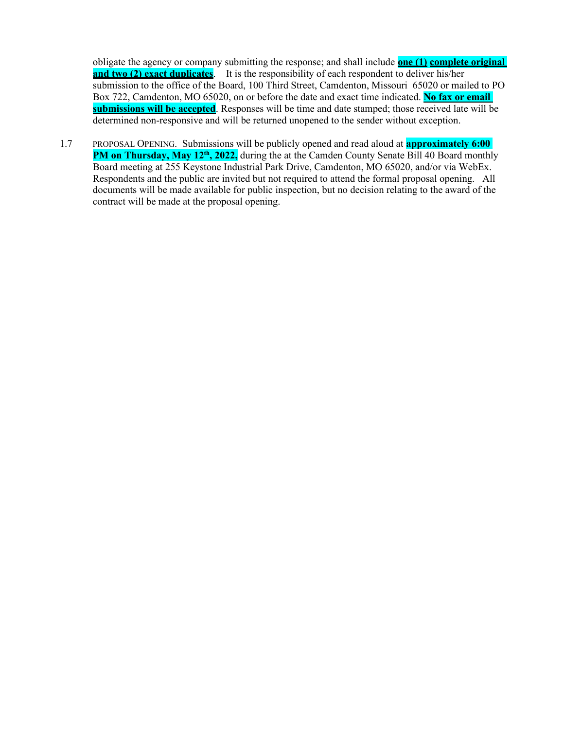obligate the agency or company submitting the response; and shall include **one (1) complete original and two (2) exact duplicates**. It is the responsibility of each respondent to deliver his/her submission to the office of the Board, 100 Third Street, Camdenton, Missouri 65020 or mailed to PO Box 722, Camdenton, MO 65020, on or before the date and exact time indicated. **No fax or email submissions will be accepted**. Responses will be time and date stamped; those received late will be determined non-responsive and will be returned unopened to the sender without exception.

1.7 PROPOSAL OPENING. Submissions will be publicly opened and read aloud at **approximately 6:00 PM on Thursday, May 12th, 2022,** during the at the Camden County Senate Bill 40 Board monthly Board meeting at 255 Keystone Industrial Park Drive, Camdenton, MO 65020, and/or via WebEx. Respondents and the public are invited but not required to attend the formal proposal opening. All documents will be made available for public inspection, but no decision relating to the award of the contract will be made at the proposal opening.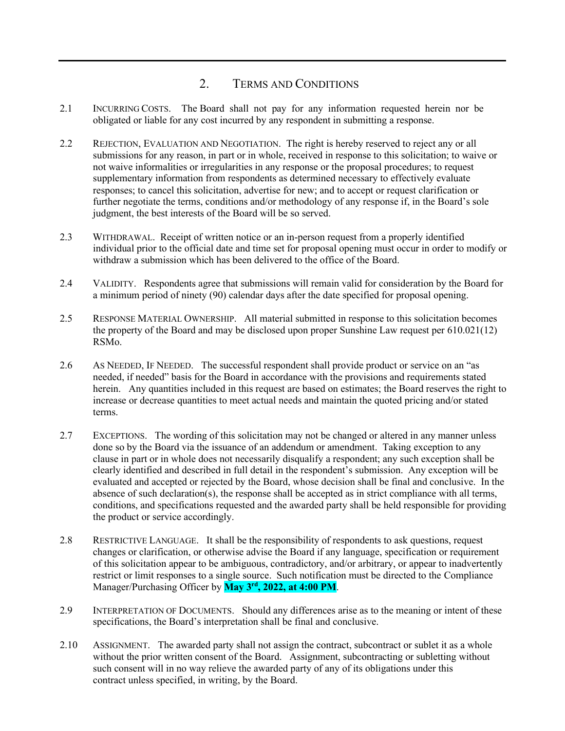## 2. Terms and Conditions

2.1 INCURRING COSTS. The Board shall not pay for any information requested herein nor be obligated or liable for any cost incurred by any respondent in submitting a response.

2.2 REJECTION, EVALUATION AND NEGOTIATION. The right is hereby reserved to reject any or all submissions for any reason, in part or in whole, received in response to this solicitation; to waive or not waive informalities or irregularities in any response or the proposal procedures; to request supplementary information from respondents as determined necessary to effectively evaluate responses; to cancel this solicitation, advertise for new; and to accept or request clarification or further negotiate the terms, conditions and/or methodology of any response if, in the Board's sole judgment, the best interests of the Board will be so served.

2.3 WITHDRAWAL. Receipt of written notice or an in-person request from a properly identified individual prior to the official date and time set for proposal opening must occur in order to modify or withdraw a submission which has been delivered to the office of the Board.

2.4 VALIDITY. Respondents agree that submissions will remain valid for consideration by the Board for a minimum period of ninety (90) calendar days after the date specified for proposal opening.

2.5 RESPONSE MATERIAL OWNERSHIP. All material submitted in response to this solicitation becomes the property of the Board and may be disclosed upon proper Sunshine Law request per 610.021(12) RSMo.

2.6 AS NEEDED, IF NEEDED. The successful respondent shall provide product or service on an "as needed, if needed" basis for the Board in accordance with the provisions and requirements stated herein. Any quantities included in this request are based on estimates; the Board reserves the right to increase or decrease quantities to meet actual needs and maintain the quoted pricing and/or stated terms.

2.7 EXCEPTIONS. The wording of this solicitation may not be changed or altered in any manner unless done so by the Board via the issuance of an addendum or amendment. Taking exception to any clause in part or in whole does not necessarily disqualify a respondent; any such exception shall be clearly identified and described in full detail in the respondent's submission. Any exception will be evaluated and accepted or rejected by the Board, whose decision shall be final and conclusive. In the absence of such declaration(s), the response shall be accepted as in strict compliance with all terms, conditions, and specifications requested and the awarded party shall be held responsible for providing the product or service accordingly.

2.8 RESTRICTIVE LANGUAGE. It shall be the responsibility of respondents to ask questions, request changes or clarification, or otherwise advise the Board if any language, specification or requirement of this solicitation appear to be ambiguous, contradictory, and/or arbitrary, or appear to inadvertently restrict or limit responses to a single source. Such notification must be directed to the Compliance Manager/Purchasing Officer by **May 3rd, 2022, at 4:00 PM**.

2.9 INTERPRETATION OF DOCUMENTS. Should any differences arise as to the meaning or intent of these specifications, the Board's interpretation shall be final and conclusive.

2.10 ASSIGNMENT. The awarded party shall not assign the contract, subcontract or sublet it as a whole without the prior written consent of the Board. Assignment, subcontracting or subletting without such consent will in no way relieve the awarded party of any of its obligations under this contract unless specified, in writing, by the Board.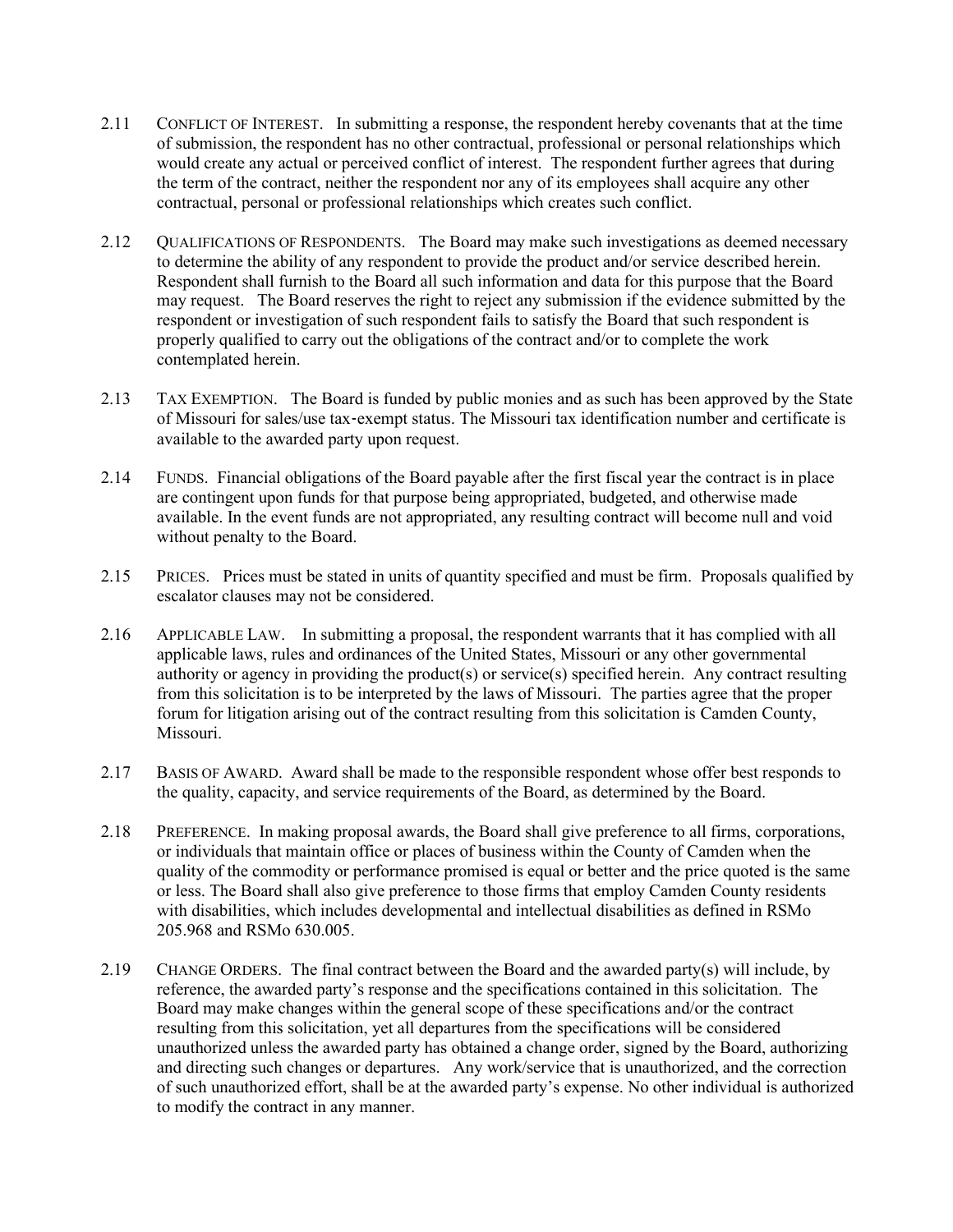2.11 CONFLICT OF INTEREST. In submitting a response, the respondent hereby covenants that at the time of submission, the respondent has no other contractual, professional or personal relationships which would create any actual or perceived conflict of interest. The respondent further agrees that during the term of the contract, neither the respondent nor any of its employees shall acquire any other contractual, personal or professional relationships which creates such conflict.

2.12 QUALIFICATIONS OF RESPONDENTS. The Board may make such investigations as deemed necessary to determine the ability of any respondent to provide the product and/or service described herein. Respondent shall furnish to the Board all such information and data for this purpose that the Board may request. The Board reserves the right to reject any submission if the evidence submitted by the respondent or investigation of such respondent fails to satisfy the Board that such respondent is properly qualified to carry out the obligations of the contract and/or to complete the work contemplated herein.

2.13 TAX EXEMPTION. The Board is funded by public monies and as such has been approved by the State of Missouri for sales/use tax-exempt status. The Missouri tax identification number and certificate is available to the awarded party upon request.

2.14 FUNDS. Financial obligations of the Board payable after the first fiscal year the contract is in place are contingent upon funds for that purpose being appropriated, budgeted, and otherwise made available. In the event funds are not appropriated, any resulting contract will become null and void without penalty to the Board.

2.15 PRICES. Prices must be stated in units of quantity specified and must be firm. Proposals qualified by escalator clauses may not be considered.

2.16 APPLICABLE LAW. In submitting a proposal, the respondent warrants that it has complied with all applicable laws, rules and ordinances of the United States, Missouri or any other governmental authority or agency in providing the product(s) or service(s) specified herein. Any contract resulting from this solicitation is to be interpreted by the laws of Missouri. The parties agree that the proper forum for litigation arising out of the contract resulting from this solicitation is Camden County, Missouri.

2.17 BASIS OF AWARD. Award shall be made to the responsible respondent whose offer best responds to the quality, capacity, and service requirements of the Board, as determined by the Board.

2.18 PREFERENCE. In making proposal awards, the Board shall give preference to all firms, corporations, or individuals that maintain office or places of business within the County of Camden when the quality of the commodity or performance promised is equal or better and the price quoted is the same or less. The Board shall also give preference to those firms that employ Camden County residents with disabilities, which includes developmental and intellectual disabilities as defined in RSMo 205.968 and RSMo 630.005.

2.19 CHANGE ORDERS. The final contract between the Board and the awarded party(s) will include, by reference, the awarded party's response and the specifications contained in this solicitation. The Board may make changes within the general scope of these specifications and/or the contract resulting from this solicitation, yet all departures from the specifications will be considered unauthorized unless the awarded party has obtained a change order, signed by the Board, authorizing and directing such changes or departures. Any work/service that is unauthorized, and the correction of such unauthorized effort, shall be at the awarded party's expense. No other individual is authorized to modify the contract in any manner.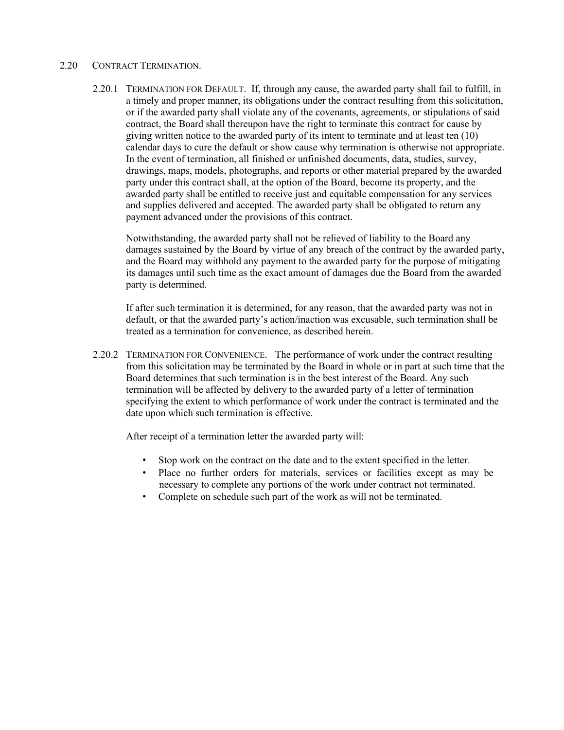## 2.20 Contract Termination.

### 2.20.1 Termination for Default.

If, through any cause, the awarded party shall fail to fulfill, in a timely and proper manner, its obligations under the contract resulting from this solicitation, or if the awarded party shall violate any of the covenants, agreements, or stipulations of said contract, the Board shall thereupon have the right to terminate this contract for cause by giving written notice to the awarded party of its intent to terminate and at least ten (10) calendar days to cure the default or show cause why termination is otherwise not appropriate. In the event of termination, all finished or unfinished documents, data, studies, survey, drawings, maps, models, photographs, and reports or other material prepared by the awarded party under this contract shall, at the option of the Board, become its property, and the awarded party shall be entitled to receive just and equitable compensation for any services and supplies delivered and accepted. The awarded party shall be obligated to return any payment advanced under the provisions of this contract.

Notwithstanding, the awarded party shall not be relieved of liability to the Board any damages sustained by the Board by virtue of any breach of the contract by the awarded party, and the Board may withhold any payment to the awarded party for the purpose of mitigating its damages until such time as the exact amount of damages due the Board from the awarded party is determined.

If after such termination it is determined, for any reason, that the awarded party was not in default, or that the awarded party's action/inaction was excusable, such termination shall be treated as a termination for convenience, as described herein.

### 2.20.2 Termination for Convenience.

The performance of work under the contract resulting from this solicitation may be terminated by the Board in whole or in part at such time that the Board determines that such termination is in the best interest of the Board. Any such termination will be affected by delivery to the awarded party of a letter of termination specifying the extent to which performance of work under the contract is terminated and the date upon which such termination is effective.

After receipt of a termination letter the awarded party will:

- Stop work on the contract on the date and to the extent specified in the letter.
- Place no further orders for materials, services or facilities except as may be necessary to complete any portions of the work under contract not terminated.
- Complete on schedule such part of the work as will not be terminated.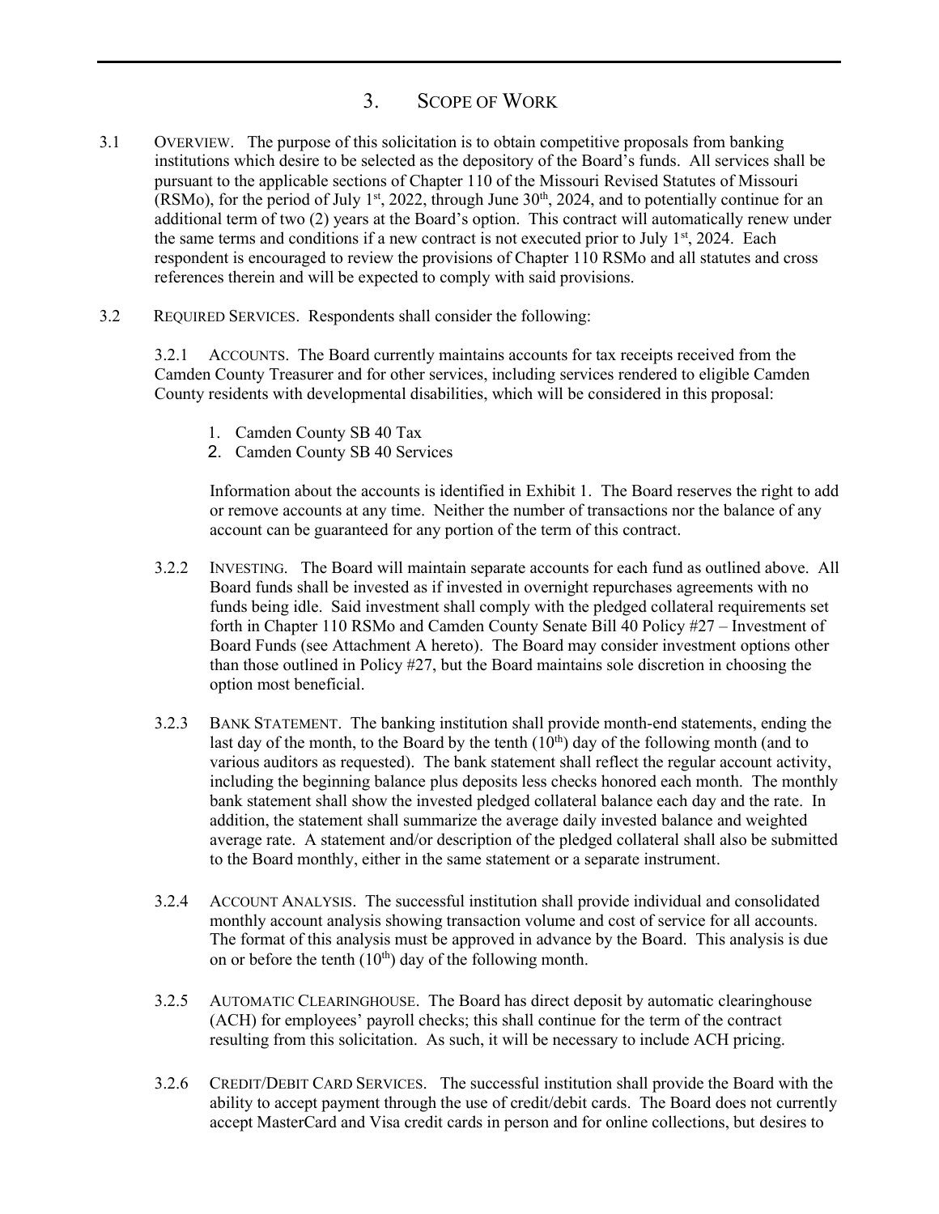# 3. Scope of Work

3.1 Overview. The purpose of this solicitation is to obtain competitive proposals from banking institutions which desire to be selected as the depository of the Board's funds. All services shall be pursuant to the applicable sections of Chapter 110 of the Missouri Revised Statutes of Missouri (RSMo), for the period of July 1st, 2022, through June 30th, 2024, and to potentially continue for an additional term of two (2) years at the Board's option. This contract will automatically renew under the same terms and conditions if a new contract is not executed prior to July 1st, 2024. Each respondent is encouraged to review the provisions of Chapter 110 RSMo and all statutes and cross references therein and will be expected to comply with said provisions.

3.2 Required Services. Respondents shall consider the following:

3.2.1 Accounts. The Board currently maintains accounts for tax receipts received from the Camden County Treasurer and for other services, including services rendered to eligible Camden County residents with developmental disabilities, which will be considered in this proposal:

1. Camden County SB 40 Tax
2. Camden County SB 40 Services

Information about the accounts is identified in Exhibit 1. The Board reserves the right to add or remove accounts at any time. Neither the number of transactions nor the balance of any account can be guaranteed for any portion of the term of this contract.

3.2.2 Investing. The Board will maintain separate accounts for each fund as outlined above. All Board funds shall be invested as if invested in overnight repurchases agreements with no funds being idle. Said investment shall comply with the pledged collateral requirements set forth in Chapter 110 RSMo and Camden County Senate Bill 40 Policy #27 – Investment of Board Funds (see Attachment A hereto). The Board may consider investment options other than those outlined in Policy #27, but the Board maintains sole discretion in choosing the option most beneficial.

3.2.3 Bank Statement. The banking institution shall provide month-end statements, ending the last day of the month, to the Board by the tenth (10th) day of the following month (and to various auditors as requested). The bank statement shall reflect the regular account activity, including the beginning balance plus deposits less checks honored each month. The monthly bank statement shall show the invested pledged collateral balance each day and the rate. In addition, the statement shall summarize the average daily invested balance and weighted average rate. A statement and/or description of the pledged collateral shall also be submitted to the Board monthly, either in the same statement or a separate instrument.

3.2.4 Account Analysis. The successful institution shall provide individual and consolidated monthly account analysis showing transaction volume and cost of service for all accounts. The format of this analysis must be approved in advance by the Board. This analysis is due on or before the tenth (10th) day of the following month.

3.2.5 Automatic Clearinghouse. The Board has direct deposit by automatic clearinghouse (ACH) for employees' payroll checks; this shall continue for the term of the contract resulting from this solicitation. As such, it will be necessary to include ACH pricing.

3.2.6 Credit/Debit Card Services. The successful institution shall provide the Board with the ability to accept payment through the use of credit/debit cards. The Board does not currently accept MasterCard and Visa credit cards in person and for online collections, but desires to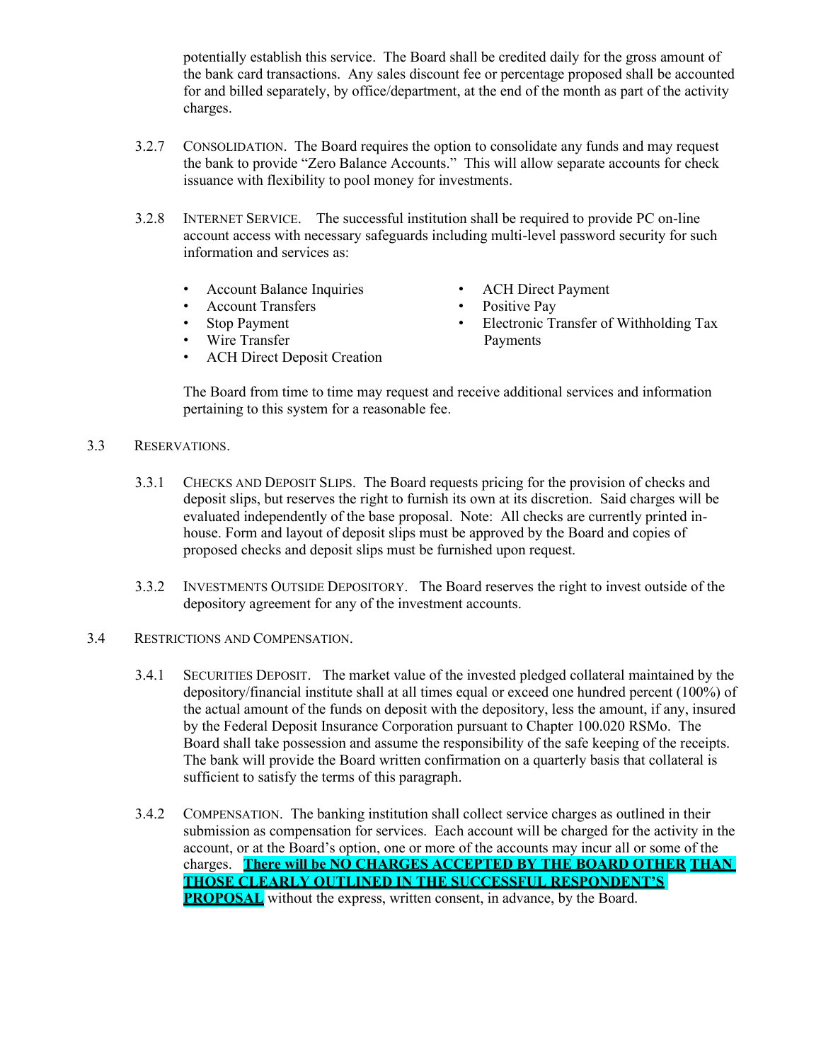potentially establish this service. The Board shall be credited daily for the gross amount of the bank card transactions. Any sales discount fee or percentage proposed shall be accounted for and billed separately, by office/department, at the end of the month as part of the activity charges.

3.2.7 CONSOLIDATION. The Board requires the option to consolidate any funds and may request the bank to provide "Zero Balance Accounts." This will allow separate accounts for check issuance with flexibility to pool money for investments.

3.2.8 INTERNET SERVICE. The successful institution shall be required to provide PC on-line account access with necessary safeguards including multi-level password security for such information and services as:

- Account Balance Inquiries
- Account Transfers
- Stop Payment
- Wire Transfer
- ACH Direct Deposit Creation
- ACH Direct Payment
- Positive Pay
- Electronic Transfer of Withholding Tax Payments

The Board from time to time may request and receive additional services and information pertaining to this system for a reasonable fee.

3.3 RESERVATIONS.

3.3.1 CHECKS AND DEPOSIT SLIPS. The Board requests pricing for the provision of checks and deposit slips, but reserves the right to furnish its own at its discretion. Said charges will be evaluated independently of the base proposal. Note: All checks are currently printed in-house. Form and layout of deposit slips must be approved by the Board and copies of proposed checks and deposit slips must be furnished upon request.

3.3.2 INVESTMENTS OUTSIDE DEPOSITORY. The Board reserves the right to invest outside of the depository agreement for any of the investment accounts.

3.4 RESTRICTIONS AND COMPENSATION.

3.4.1 SECURITIES DEPOSIT. The market value of the invested pledged collateral maintained by the depository/financial institute shall at all times equal or exceed one hundred percent (100%) of the actual amount of the funds on deposit with the depository, less the amount, if any, insured by the Federal Deposit Insurance Corporation pursuant to Chapter 100.020 RSMo. The Board shall take possession and assume the responsibility of the safe keeping of the receipts. The bank will provide the Board written confirmation on a quarterly basis that collateral is sufficient to satisfy the terms of this paragraph.

3.4.2 COMPENSATION. The banking institution shall collect service charges as outlined in their submission as compensation for services. Each account will be charged for the activity in the account, or at the Board's option, one or more of the accounts may incur all or some of the charges. **There will be NO CHARGES ACCEPTED BY THE BOARD OTHER THAN THOSE CLEARLY OUTLINED IN THE SUCCESSFUL RESPONDENT'S PROPOSAL** without the express, written consent, in advance, by the Board.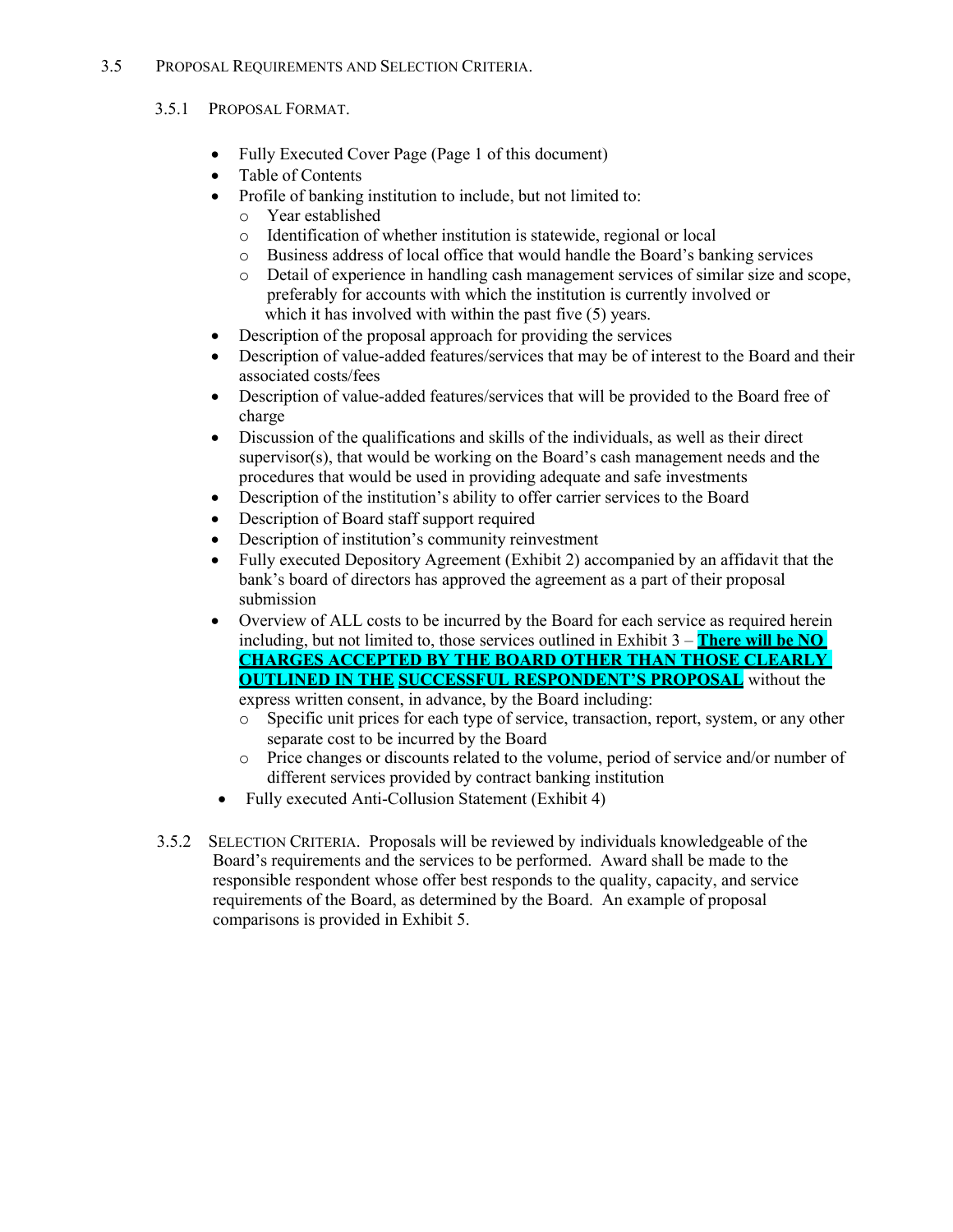## 3.5 Proposal Requirements and Selection Criteria.

### 3.5.1 Proposal Format.

- Fully Executed Cover Page (Page 1 of this document)
- Table of Contents
- Profile of banking institution to include, but not limited to:
  - Year established
  - Identification of whether institution is statewide, regional or local
  - Business address of local office that would handle the Board's banking services
  - Detail of experience in handling cash management services of similar size and scope, preferably for accounts with which the institution is currently involved or which it has involved with within the past five (5) years.
- Description of the proposal approach for providing the services
- Description of value-added features/services that may be of interest to the Board and their associated costs/fees
- Description of value-added features/services that will be provided to the Board free of charge
- Discussion of the qualifications and skills of the individuals, as well as their direct supervisor(s), that would be working on the Board's cash management needs and the procedures that would be used in providing adequate and safe investments
- Description of the institution's ability to offer carrier services to the Board
- Description of Board staff support required
- Description of institution's community reinvestment
- Fully executed Depository Agreement (Exhibit 2) accompanied by an affidavit that the bank's board of directors has approved the agreement as a part of their proposal submission
- Overview of ALL costs to be incurred by the Board for each service as required herein including, but not limited to, those services outlined in Exhibit 3 – **There will be NO CHARGES ACCEPTED BY THE BOARD OTHER THAN THOSE CLEARLY OUTLINED IN THE SUCCESSFUL RESPONDENT'S PROPOSAL** without the express written consent, in advance, by the Board including:
  - Specific unit prices for each type of service, transaction, report, system, or any other separate cost to be incurred by the Board
  - Price changes or discounts related to the volume, period of service and/or number of different services provided by contract banking institution
- Fully executed Anti-Collusion Statement (Exhibit 4)

### 3.5.2 Selection Criteria.

Proposals will be reviewed by individuals knowledgeable of the Board's requirements and the services to be performed. Award shall be made to the responsible respondent whose offer best responds to the quality, capacity, and service requirements of the Board, as determined by the Board. An example of proposal comparisons is provided in Exhibit 5.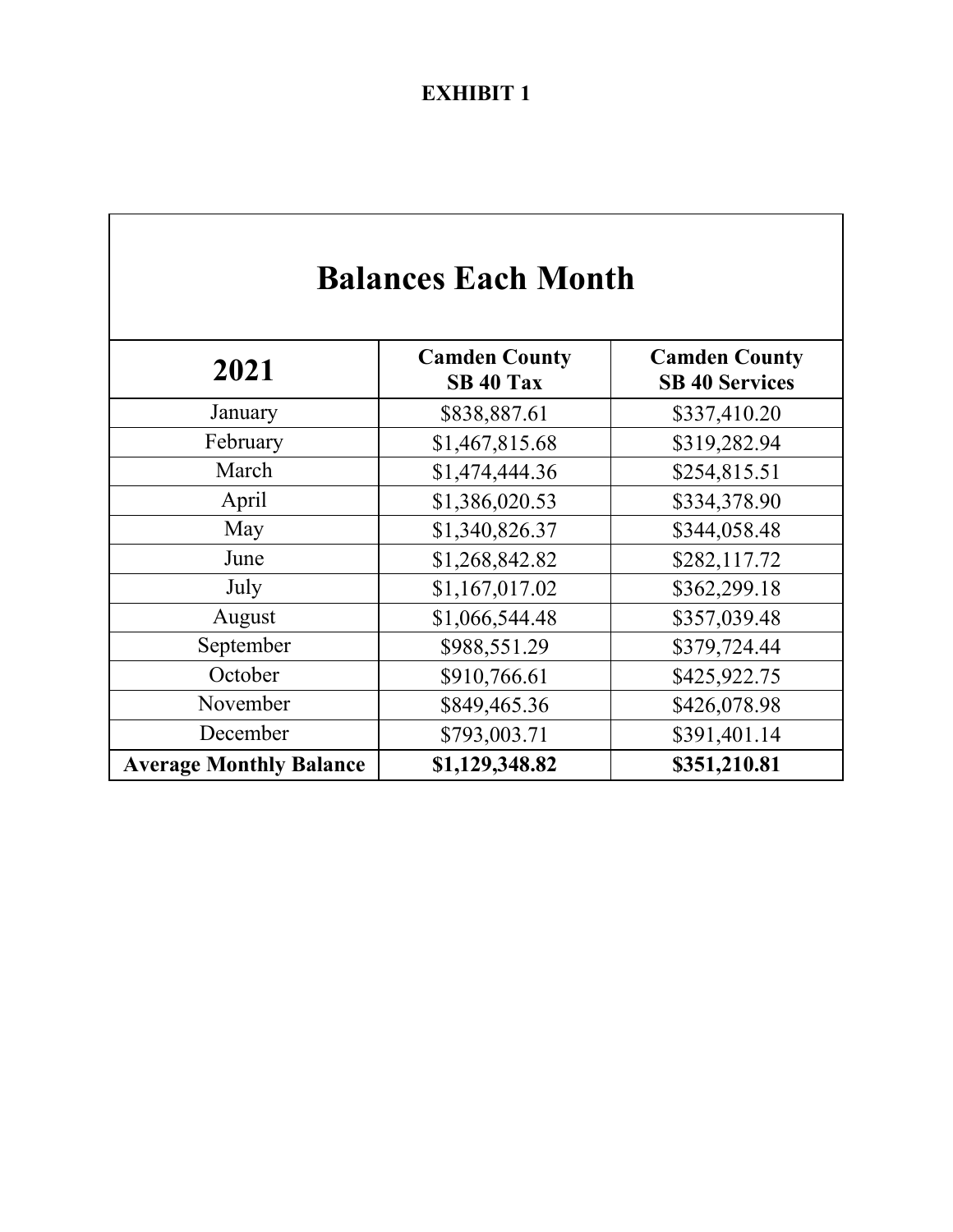**EXHIBIT 1**

| Balances Each Month | | |
|---|---|---|
| **2021** | **Camden County SB 40 Tax** | **Camden County SB 40 Services** |
| January | $838,887.61 | $337,410.20 |
| February | $1,467,815.68 | $319,282.94 |
| March | $1,474,444.36 | $254,815.51 |
| April | $1,386,020.53 | $334,378.90 |
| May | $1,340,826.37 | $344,058.48 |
| June | $1,268,842.82 | $282,117.72 |
| July | $1,167,017.02 | $362,299.18 |
| August | $1,066,544.48 | $357,039.48 |
| September | $988,551.29 | $379,724.44 |
| October | $910,766.61 | $425,922.75 |
| November | $849,465.36 | $426,078.98 |
| December | $793,003.71 | $391,401.14 |
| **Average Monthly Balance** | **$1,129,348.82** | **$351,210.81** |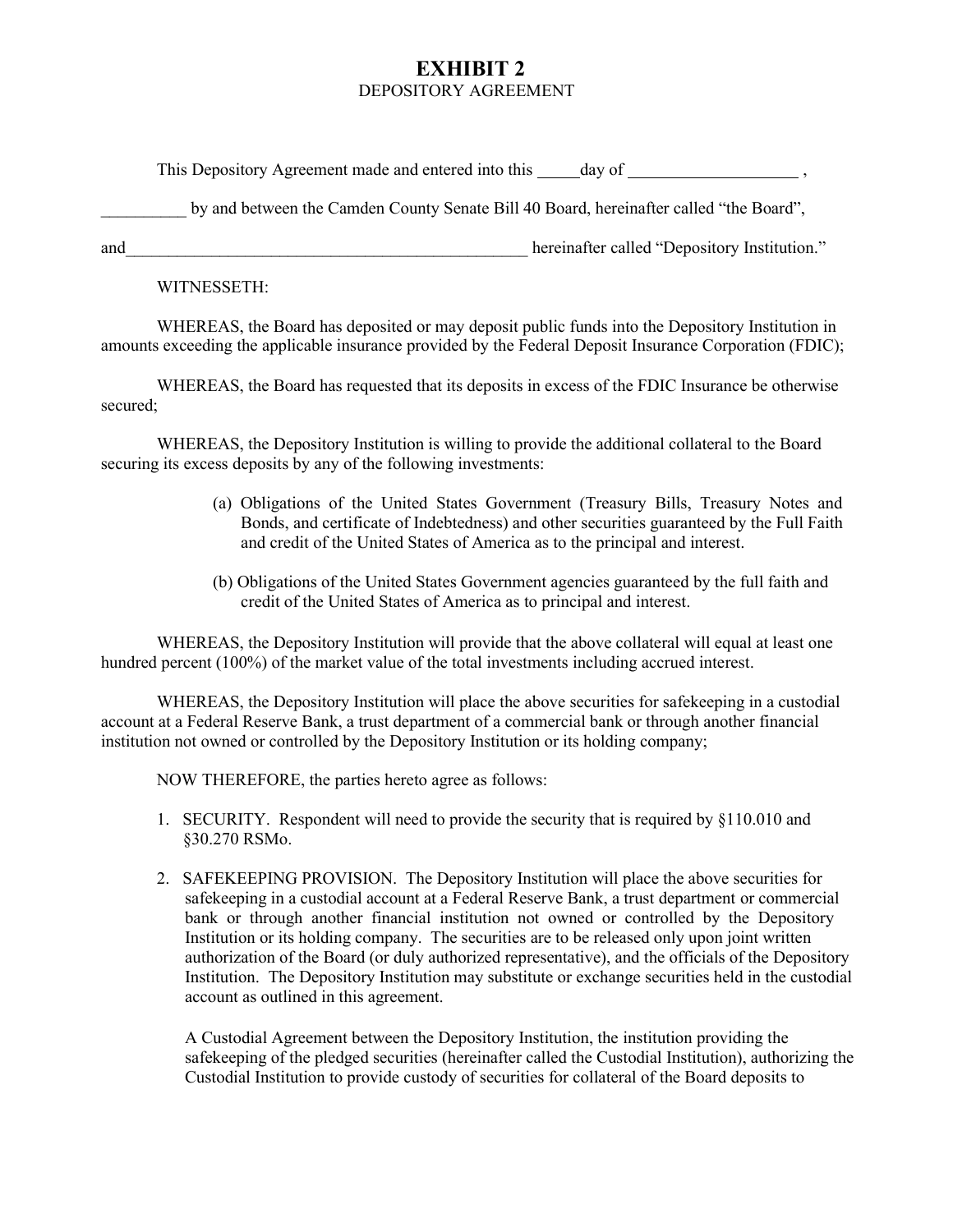# EXHIBIT 2

DEPOSITORY AGREEMENT

This Depository Agreement made and entered into this _____day of ____________________ ,

__________ by and between the Camden County Senate Bill 40 Board, hereinafter called "the Board",

and_________________________________________________ hereinafter called "Depository Institution."

WITNESSETH:

WHEREAS, the Board has deposited or may deposit public funds into the Depository Institution in amounts exceeding the applicable insurance provided by the Federal Deposit Insurance Corporation (FDIC);

WHEREAS, the Board has requested that its deposits in excess of the FDIC Insurance be otherwise secured;

WHEREAS, the Depository Institution is willing to provide the additional collateral to the Board securing its excess deposits by any of the following investments:

(a) Obligations of the United States Government (Treasury Bills, Treasury Notes and Bonds, and certificate of Indebtedness) and other securities guaranteed by the Full Faith and credit of the United States of America as to the principal and interest.

(b) Obligations of the United States Government agencies guaranteed by the full faith and credit of the United States of America as to principal and interest.

WHEREAS, the Depository Institution will provide that the above collateral will equal at least one hundred percent (100%) of the market value of the total investments including accrued interest.

WHEREAS, the Depository Institution will place the above securities for safekeeping in a custodial account at a Federal Reserve Bank, a trust department of a commercial bank or through another financial institution not owned or controlled by the Depository Institution or its holding company;

NOW THEREFORE, the parties hereto agree as follows:

1. SECURITY. Respondent will need to provide the security that is required by §110.010 and §30.270 RSMo.

2. SAFEKEEPING PROVISION. The Depository Institution will place the above securities for safekeeping in a custodial account at a Federal Reserve Bank, a trust department or commercial bank or through another financial institution not owned or controlled by the Depository Institution or its holding company. The securities are to be released only upon joint written authorization of the Board (or duly authorized representative), and the officials of the Depository Institution. The Depository Institution may substitute or exchange securities held in the custodial account as outlined in this agreement.

   A Custodial Agreement between the Depository Institution, the institution providing the safekeeping of the pledged securities (hereinafter called the Custodial Institution), authorizing the Custodial Institution to provide custody of securities for collateral of the Board deposits to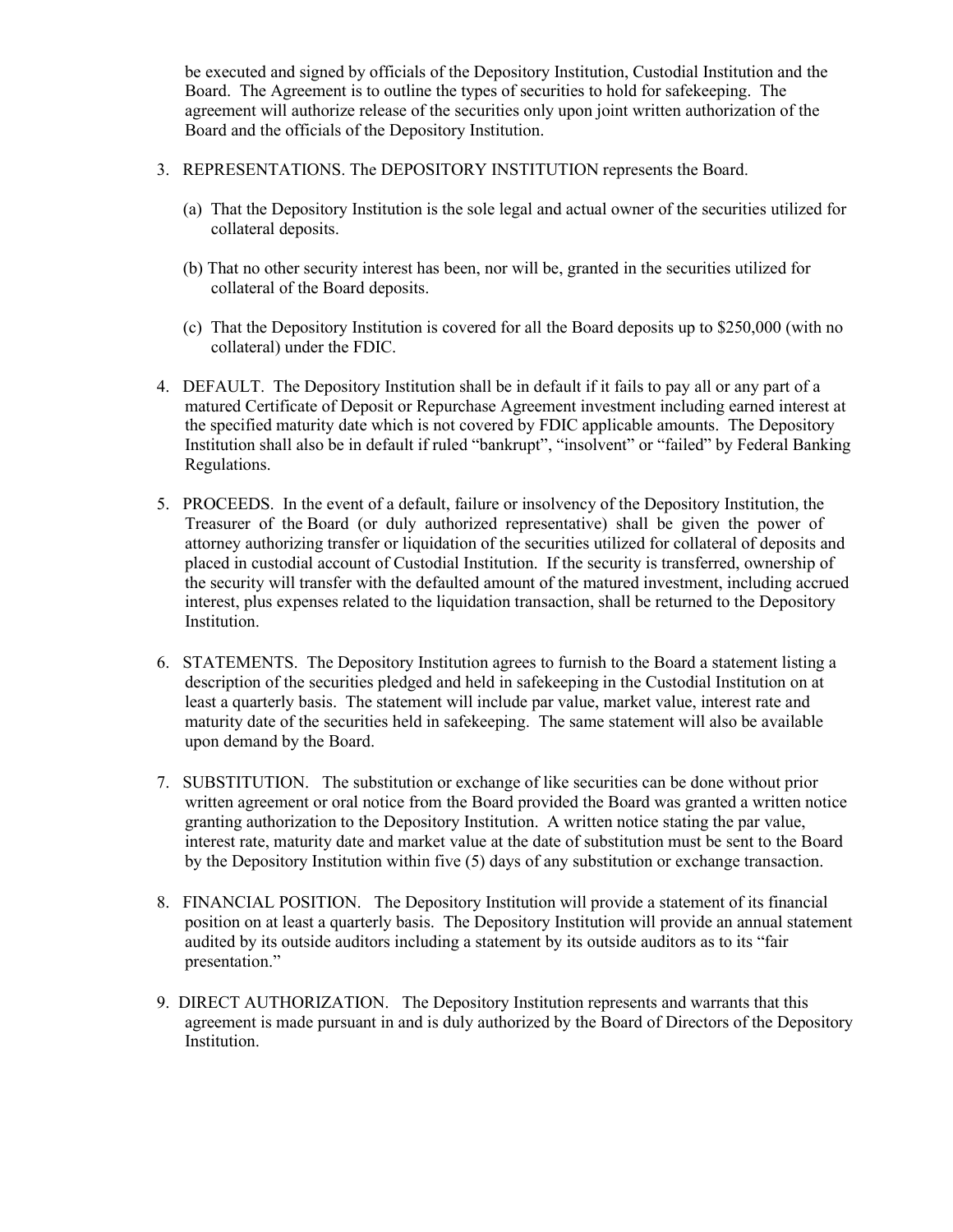be executed and signed by officials of the Depository Institution, Custodial Institution and the Board. The Agreement is to outline the types of securities to hold for safekeeping. The agreement will authorize release of the securities only upon joint written authorization of the Board and the officials of the Depository Institution.

3. REPRESENTATIONS. The DEPOSITORY INSTITUTION represents the Board.

   (a) That the Depository Institution is the sole legal and actual owner of the securities utilized for collateral deposits.

   (b) That no other security interest has been, nor will be, granted in the securities utilized for collateral of the Board deposits.

   (c) That the Depository Institution is covered for all the Board deposits up to $250,000 (with no collateral) under the FDIC.

4. DEFAULT. The Depository Institution shall be in default if it fails to pay all or any part of a matured Certificate of Deposit or Repurchase Agreement investment including earned interest at the specified maturity date which is not covered by FDIC applicable amounts. The Depository Institution shall also be in default if ruled "bankrupt", "insolvent" or "failed" by Federal Banking Regulations.

5. PROCEEDS. In the event of a default, failure or insolvency of the Depository Institution, the Treasurer of the Board (or duly authorized representative) shall be given the power of attorney authorizing transfer or liquidation of the securities utilized for collateral of deposits and placed in custodial account of Custodial Institution. If the security is transferred, ownership of the security will transfer with the defaulted amount of the matured investment, including accrued interest, plus expenses related to the liquidation transaction, shall be returned to the Depository Institution.

6. STATEMENTS. The Depository Institution agrees to furnish to the Board a statement listing a description of the securities pledged and held in safekeeping in the Custodial Institution on at least a quarterly basis. The statement will include par value, market value, interest rate and maturity date of the securities held in safekeeping. The same statement will also be available upon demand by the Board.

7. SUBSTITUTION. The substitution or exchange of like securities can be done without prior written agreement or oral notice from the Board provided the Board was granted a written notice granting authorization to the Depository Institution. A written notice stating the par value, interest rate, maturity date and market value at the date of substitution must be sent to the Board by the Depository Institution within five (5) days of any substitution or exchange transaction.

8. FINANCIAL POSITION. The Depository Institution will provide a statement of its financial position on at least a quarterly basis. The Depository Institution will provide an annual statement audited by its outside auditors including a statement by its outside auditors as to its "fair presentation."

9. DIRECT AUTHORIZATION. The Depository Institution represents and warrants that this agreement is made pursuant in and is duly authorized by the Board of Directors of the Depository Institution.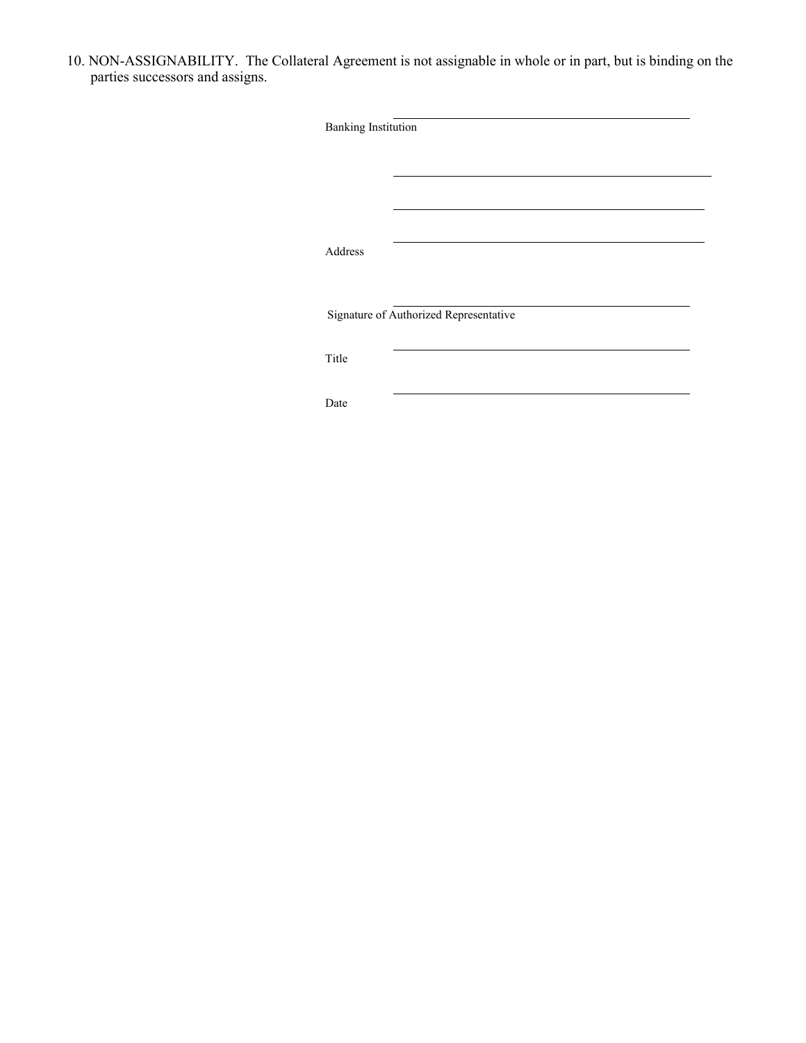10. NON-ASSIGNABILITY. The Collateral Agreement is not assignable in whole or in part, but is binding on the parties successors and assigns.

\_\_\_\_\_\_\_\_\_\_\_\_\_\_\_\_\_\_\_\_\_\_\_\_\_\_\_\_\_\_\_\_\_\_\_\_\_\_\_\_
Banking Institution

\_\_\_\_\_\_\_\_\_\_\_\_\_\_\_\_\_\_\_\_\_\_\_\_\_\_\_\_\_\_\_\_\_\_\_\_\_\_\_\_

\_\_\_\_\_\_\_\_\_\_\_\_\_\_\_\_\_\_\_\_\_\_\_\_\_\_\_\_\_\_\_\_\_\_\_\_\_\_\_\_

\_\_\_\_\_\_\_\_\_\_\_\_\_\_\_\_\_\_\_\_\_\_\_\_\_\_\_\_\_\_\_\_\_\_\_\_\_\_\_\_
Address

\_\_\_\_\_\_\_\_\_\_\_\_\_\_\_\_\_\_\_\_\_\_\_\_\_\_\_\_\_\_\_\_\_\_\_\_\_\_\_\_
Signature of Authorized Representative

\_\_\_\_\_\_\_\_\_\_\_\_\_\_\_\_\_\_\_\_\_\_\_\_\_\_\_\_\_\_\_\_\_\_\_\_\_\_\_\_
Title

\_\_\_\_\_\_\_\_\_\_\_\_\_\_\_\_\_\_\_\_\_\_\_\_\_\_\_\_\_\_\_\_\_\_\_\_\_\_\_\_
Date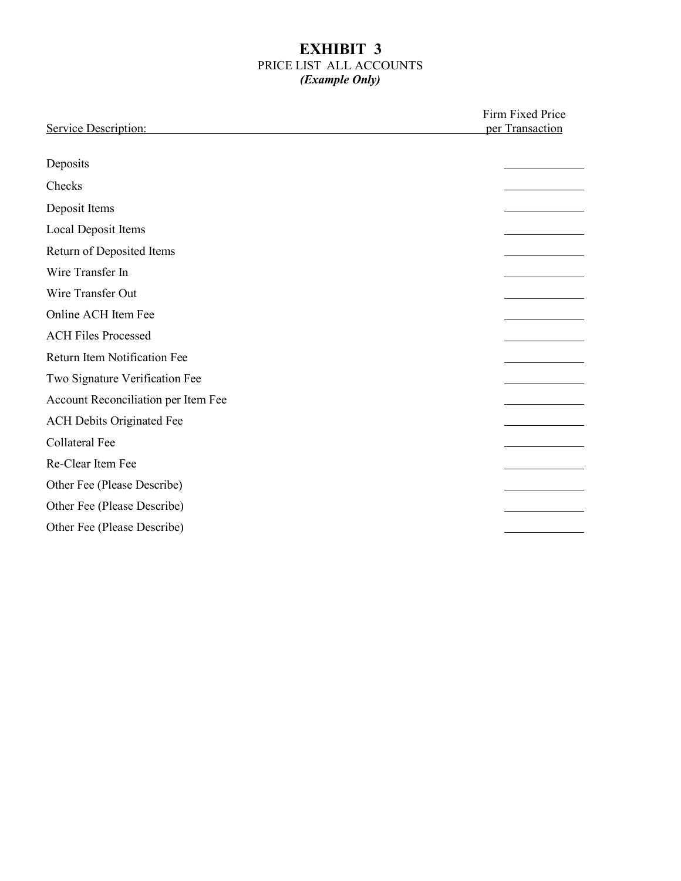# EXHIBIT 3

PRICE LIST ALL ACCOUNTS

***(Example Only)***

| Service Description: | Firm Fixed Price per Transaction |
|---|---|
| Deposits | ____________ |
| Checks | ____________ |
| Deposit Items | ____________ |
| Local Deposit Items | ____________ |
| Return of Deposited Items | ____________ |
| Wire Transfer In | ____________ |
| Wire Transfer Out | ____________ |
| Online ACH Item Fee | ____________ |
| ACH Files Processed | ____________ |
| Return Item Notification Fee | ____________ |
| Two Signature Verification Fee | ____________ |
| Account Reconciliation per Item Fee | ____________ |
| ACH Debits Originated Fee | ____________ |
| Collateral Fee | ____________ |
| Re-Clear Item Fee | ____________ |
| Other Fee (Please Describe) | ____________ |
| Other Fee (Please Describe) | ____________ |
| Other Fee (Please Describe) | ____________ |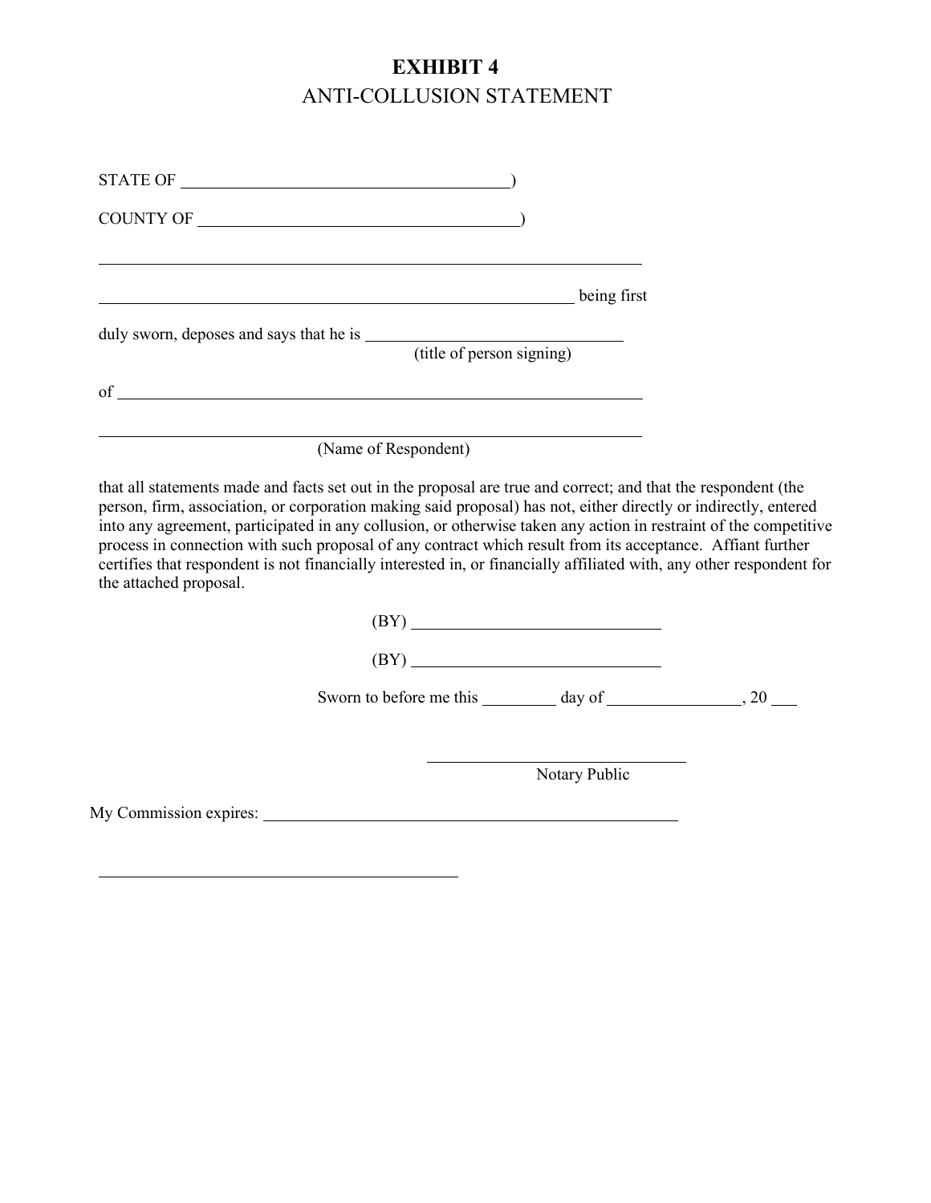# EXHIBIT 4

## ANTI-COLLUSION STATEMENT

STATE OF ________________________________________)

COUNTY OF ______________________________________)

____________________________________________________________________

__________________________________________________________ being first

duly sworn, deposes and says that he is ______________________________
(title of person signing)

of __________________________________________________________________

____________________________________________________________________
(Name of Respondent)

that all statements made and facts set out in the proposal are true and correct; and that the respondent (the person, firm, association, or corporation making said proposal) has not, either directly or indirectly, entered into any agreement, participated in any collusion, or otherwise taken any action in restraint of the competitive process in connection with such proposal of any contract which result from its acceptance. Affiant further certifies that respondent is not financially interested in, or financially affiliated with, any other respondent for the attached proposal.

(BY) ______________________________

(BY) ______________________________

Sworn to before me this _________ day of ________________, 20 ___

________________________________
Notary Public

My Commission expires: ____________________________________________________

____________________________________________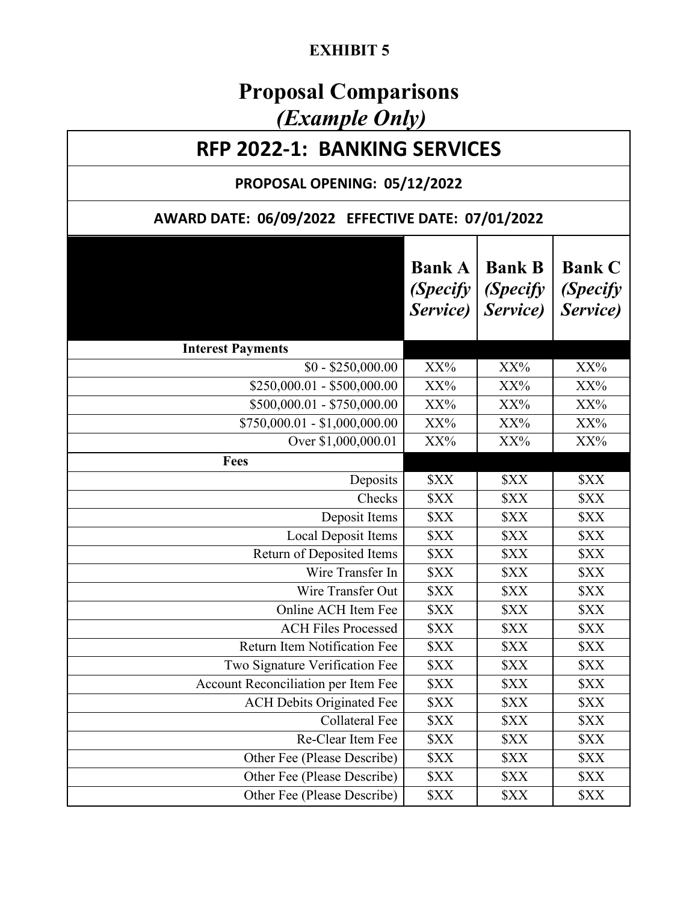**EXHIBIT 5**

# Proposal Comparisons
## *(Example Only)*

| RFP 2022-1: BANKING SERVICES | | | |
|---|---|---|---|
| **PROPOSAL OPENING: 05/12/2022** | | | |
| **AWARD DATE: 06/09/2022 EFFECTIVE DATE: 07/01/2022** | | | |
| | **Bank A** ***(Specify Service)*** | **Bank B** ***(Specify Service)*** | **Bank C** ***(Specify Service)*** |
| **Interest Payments** | | | |
| $0 - $250,000.00 | XX% | XX% | XX% |
| $250,000.01 - $500,000.00 | XX% | XX% | XX% |
| $500,000.01 - $750,000.00 | XX% | XX% | XX% |
| $750,000.01 - $1,000,000.00 | XX% | XX% | XX% |
| Over $1,000,000.01 | XX% | XX% | XX% |
| **Fees** | | | |
| Deposits | $XX | $XX | $XX |
| Checks | $XX | $XX | $XX |
| Deposit Items | $XX | $XX | $XX |
| Local Deposit Items | $XX | $XX | $XX |
| Return of Deposited Items | $XX | $XX | $XX |
| Wire Transfer In | $XX | $XX | $XX |
| Wire Transfer Out | $XX | $XX | $XX |
| Online ACH Item Fee | $XX | $XX | $XX |
| ACH Files Processed | $XX | $XX | $XX |
| Return Item Notification Fee | $XX | $XX | $XX |
| Two Signature Verification Fee | $XX | $XX | $XX |
| Account Reconciliation per Item Fee | $XX | $XX | $XX |
| ACH Debits Originated Fee | $XX | $XX | $XX |
| Collateral Fee | $XX | $XX | $XX |
| Re-Clear Item Fee | $XX | $XX | $XX |
| Other Fee (Please Describe) | $XX | $XX | $XX |
| Other Fee (Please Describe) | $XX | $XX | $XX |
| Other Fee (Please Describe) | $XX | $XX | $XX |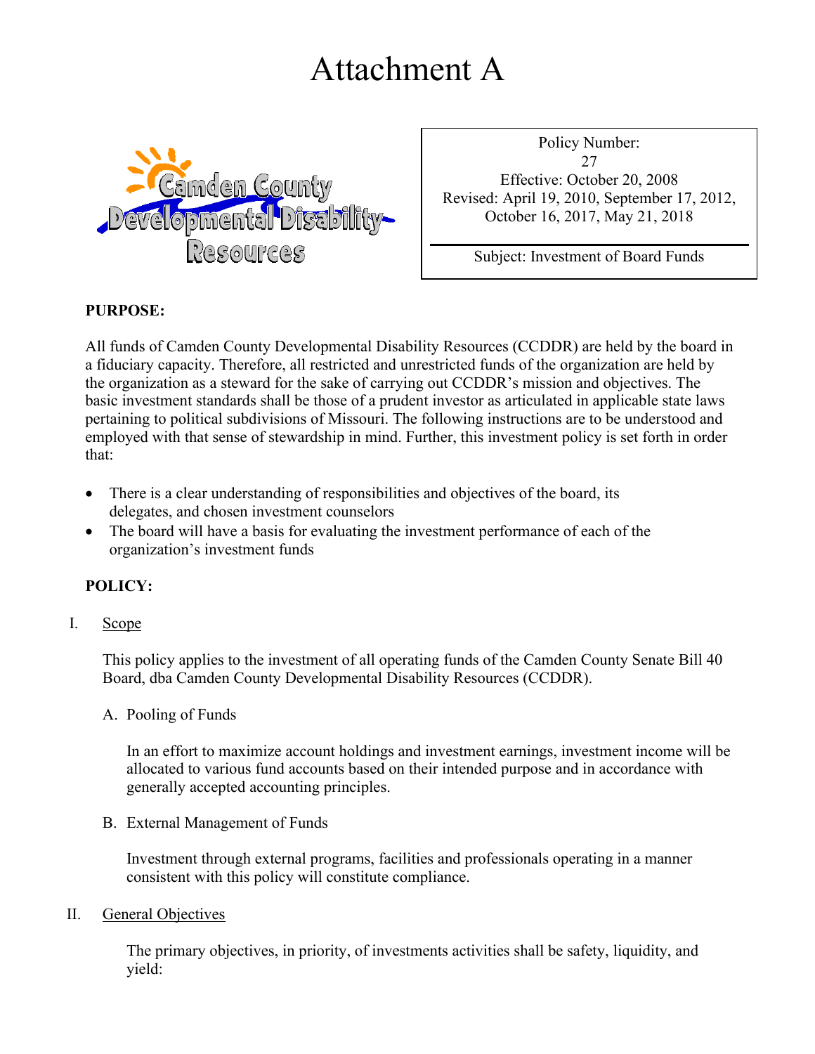# Attachment A

Camden County Developmental Disability Resources

| Policy Number: 27 Effective: October 20, 2008 Revised: April 19, 2010, September 17, 2012, October 16, 2017, May 21, 2018 |
|---|
| Subject: Investment of Board Funds |

**PURPOSE:**

All funds of Camden County Developmental Disability Resources (CCDDR) are held by the board in a fiduciary capacity. Therefore, all restricted and unrestricted funds of the organization are held by the organization as a steward for the sake of carrying out CCDDR's mission and objectives. The basic investment standards shall be those of a prudent investor as articulated in applicable state laws pertaining to political subdivisions of Missouri. The following instructions are to be understood and employed with that sense of stewardship in mind. Further, this investment policy is set forth in order that:

- There is a clear understanding of responsibilities and objectives of the board, its delegates, and chosen investment counselors
- The board will have a basis for evaluating the investment performance of each of the organization's investment funds

**POLICY:**

I. Scope

This policy applies to the investment of all operating funds of the Camden County Senate Bill 40 Board, dba Camden County Developmental Disability Resources (CCDDR).

A. Pooling of Funds

In an effort to maximize account holdings and investment earnings, investment income will be allocated to various fund accounts based on their intended purpose and in accordance with generally accepted accounting principles.

B. External Management of Funds

Investment through external programs, facilities and professionals operating in a manner consistent with this policy will constitute compliance.

II. General Objectives

The primary objectives, in priority, of investments activities shall be safety, liquidity, and yield: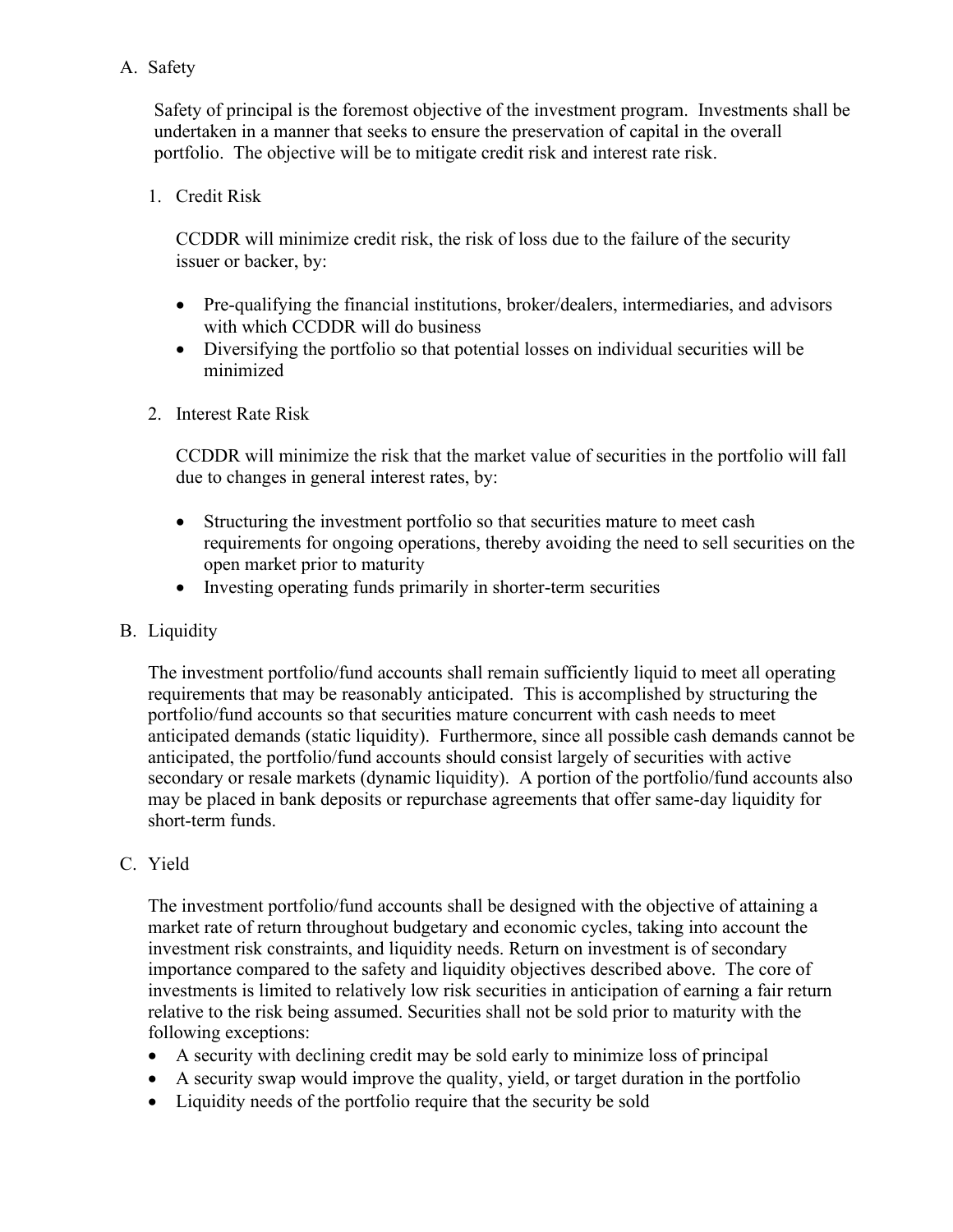A. Safety

Safety of principal is the foremost objective of the investment program. Investments shall be undertaken in a manner that seeks to ensure the preservation of capital in the overall portfolio. The objective will be to mitigate credit risk and interest rate risk.

1. Credit Risk

   CCDDR will minimize credit risk, the risk of loss due to the failure of the security issuer or backer, by:

   - Pre-qualifying the financial institutions, broker/dealers, intermediaries, and advisors with which CCDDR will do business
   - Diversifying the portfolio so that potential losses on individual securities will be minimized

2. Interest Rate Risk

   CCDDR will minimize the risk that the market value of securities in the portfolio will fall due to changes in general interest rates, by:

   - Structuring the investment portfolio so that securities mature to meet cash requirements for ongoing operations, thereby avoiding the need to sell securities on the open market prior to maturity
   - Investing operating funds primarily in shorter-term securities

B. Liquidity

The investment portfolio/fund accounts shall remain sufficiently liquid to meet all operating requirements that may be reasonably anticipated. This is accomplished by structuring the portfolio/fund accounts so that securities mature concurrent with cash needs to meet anticipated demands (static liquidity). Furthermore, since all possible cash demands cannot be anticipated, the portfolio/fund accounts should consist largely of securities with active secondary or resale markets (dynamic liquidity). A portion of the portfolio/fund accounts also may be placed in bank deposits or repurchase agreements that offer same-day liquidity for short-term funds.

C. Yield

The investment portfolio/fund accounts shall be designed with the objective of attaining a market rate of return throughout budgetary and economic cycles, taking into account the investment risk constraints, and liquidity needs. Return on investment is of secondary importance compared to the safety and liquidity objectives described above. The core of investments is limited to relatively low risk securities in anticipation of earning a fair return relative to the risk being assumed. Securities shall not be sold prior to maturity with the following exceptions:

- A security with declining credit may be sold early to minimize loss of principal
- A security swap would improve the quality, yield, or target duration in the portfolio
- Liquidity needs of the portfolio require that the security be sold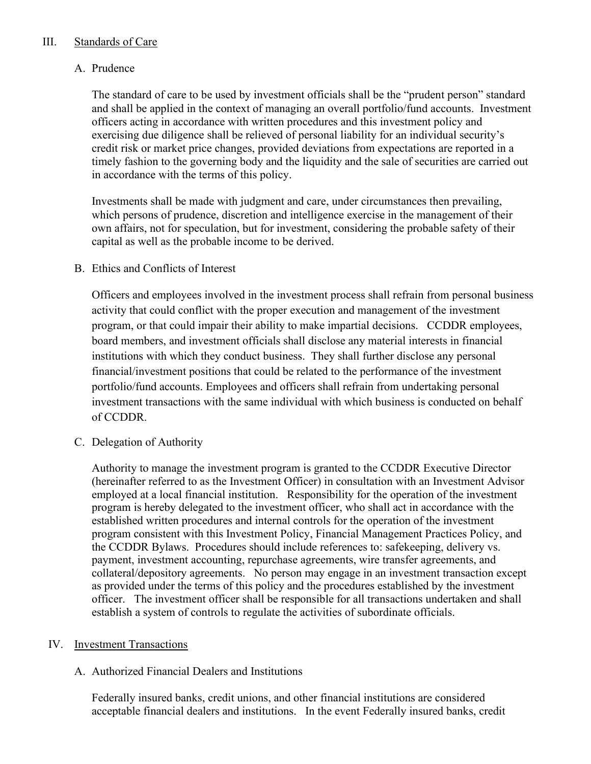## III. Standards of Care

### A. Prudence

The standard of care to be used by investment officials shall be the "prudent person" standard and shall be applied in the context of managing an overall portfolio/fund accounts. Investment officers acting in accordance with written procedures and this investment policy and exercising due diligence shall be relieved of personal liability for an individual security's credit risk or market price changes, provided deviations from expectations are reported in a timely fashion to the governing body and the liquidity and the sale of securities are carried out in accordance with the terms of this policy.

Investments shall be made with judgment and care, under circumstances then prevailing, which persons of prudence, discretion and intelligence exercise in the management of their own affairs, not for speculation, but for investment, considering the probable safety of their capital as well as the probable income to be derived.

### B. Ethics and Conflicts of Interest

Officers and employees involved in the investment process shall refrain from personal business activity that could conflict with the proper execution and management of the investment program, or that could impair their ability to make impartial decisions. CCDDR employees, board members, and investment officials shall disclose any material interests in financial institutions with which they conduct business. They shall further disclose any personal financial/investment positions that could be related to the performance of the investment portfolio/fund accounts. Employees and officers shall refrain from undertaking personal investment transactions with the same individual with which business is conducted on behalf of CCDDR.

### C. Delegation of Authority

Authority to manage the investment program is granted to the CCDDR Executive Director (hereinafter referred to as the Investment Officer) in consultation with an Investment Advisor employed at a local financial institution. Responsibility for the operation of the investment program is hereby delegated to the investment officer, who shall act in accordance with the established written procedures and internal controls for the operation of the investment program consistent with this Investment Policy, Financial Management Practices Policy, and the CCDDR Bylaws. Procedures should include references to: safekeeping, delivery vs. payment, investment accounting, repurchase agreements, wire transfer agreements, and collateral/depository agreements. No person may engage in an investment transaction except as provided under the terms of this policy and the procedures established by the investment officer. The investment officer shall be responsible for all transactions undertaken and shall establish a system of controls to regulate the activities of subordinate officials.

## IV. Investment Transactions

### A. Authorized Financial Dealers and Institutions

Federally insured banks, credit unions, and other financial institutions are considered acceptable financial dealers and institutions. In the event Federally insured banks, credit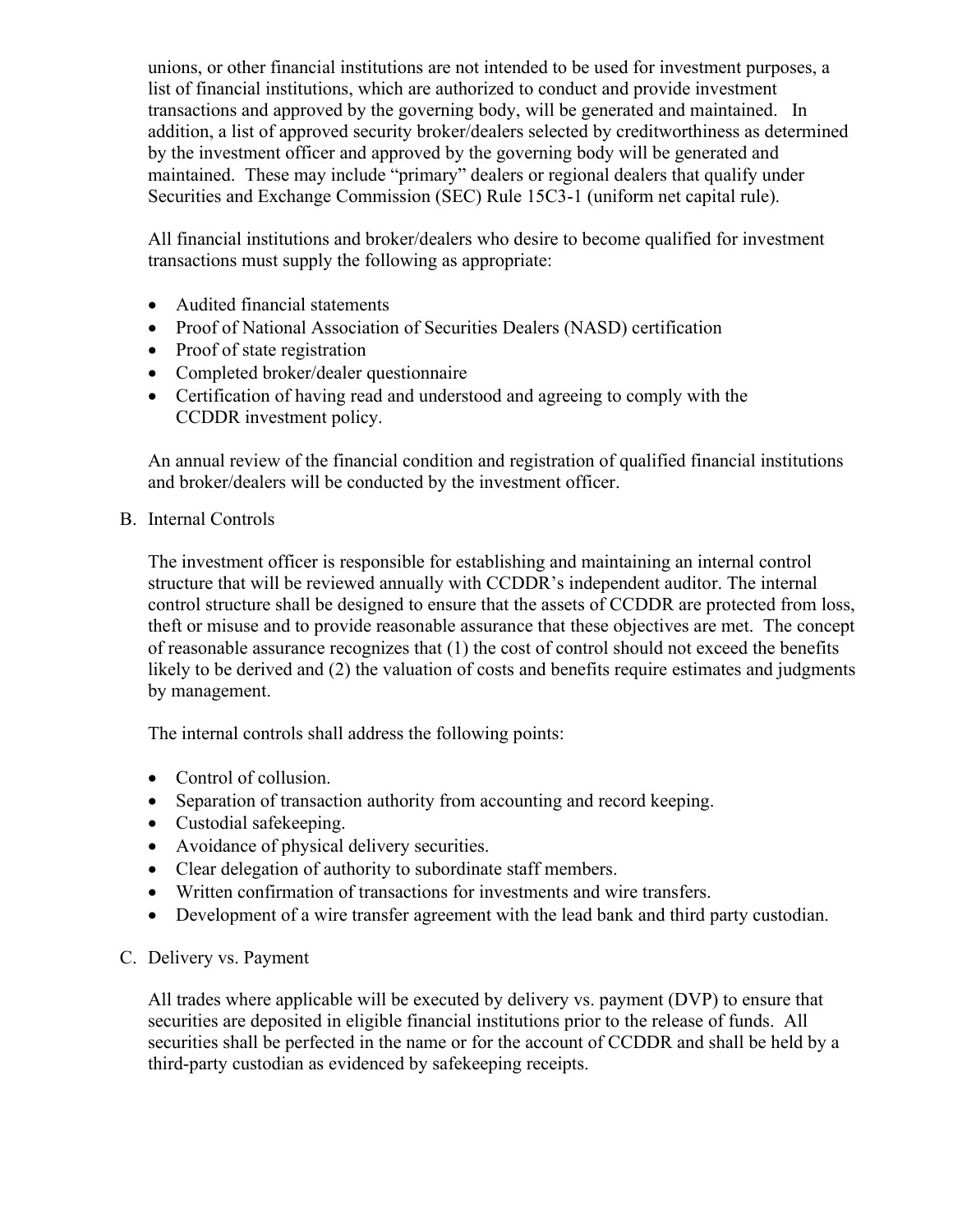unions, or other financial institutions are not intended to be used for investment purposes, a list of financial institutions, which are authorized to conduct and provide investment transactions and approved by the governing body, will be generated and maintained. In addition, a list of approved security broker/dealers selected by creditworthiness as determined by the investment officer and approved by the governing body will be generated and maintained. These may include "primary" dealers or regional dealers that qualify under Securities and Exchange Commission (SEC) Rule 15C3-1 (uniform net capital rule).

All financial institutions and broker/dealers who desire to become qualified for investment transactions must supply the following as appropriate:

- Audited financial statements
- Proof of National Association of Securities Dealers (NASD) certification
- Proof of state registration
- Completed broker/dealer questionnaire
- Certification of having read and understood and agreeing to comply with the CCDDR investment policy.

An annual review of the financial condition and registration of qualified financial institutions and broker/dealers will be conducted by the investment officer.

B. Internal Controls

The investment officer is responsible for establishing and maintaining an internal control structure that will be reviewed annually with CCDDR's independent auditor. The internal control structure shall be designed to ensure that the assets of CCDDR are protected from loss, theft or misuse and to provide reasonable assurance that these objectives are met. The concept of reasonable assurance recognizes that (1) the cost of control should not exceed the benefits likely to be derived and (2) the valuation of costs and benefits require estimates and judgments by management.

The internal controls shall address the following points:

- Control of collusion.
- Separation of transaction authority from accounting and record keeping.
- Custodial safekeeping.
- Avoidance of physical delivery securities.
- Clear delegation of authority to subordinate staff members.
- Written confirmation of transactions for investments and wire transfers.
- Development of a wire transfer agreement with the lead bank and third party custodian.

C. Delivery vs. Payment

All trades where applicable will be executed by delivery vs. payment (DVP) to ensure that securities are deposited in eligible financial institutions prior to the release of funds. All securities shall be perfected in the name or for the account of CCDDR and shall be held by a third-party custodian as evidenced by safekeeping receipts.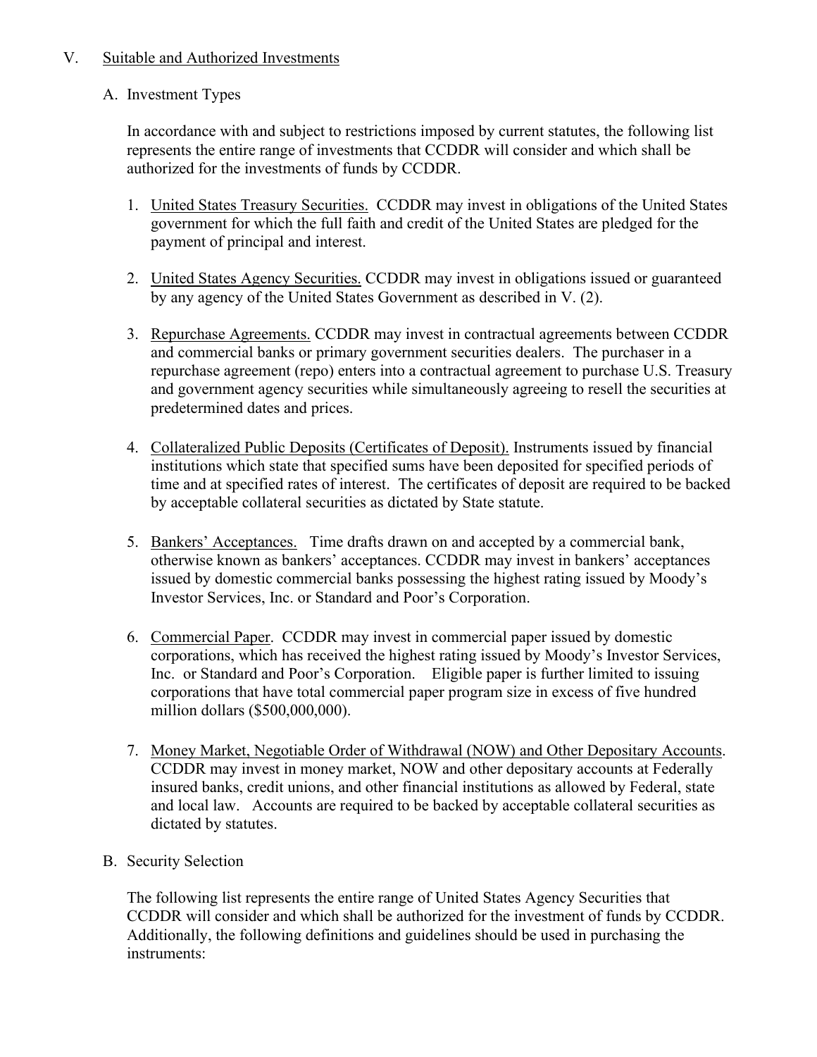## V. Suitable and Authorized Investments

### A. Investment Types

In accordance with and subject to restrictions imposed by current statutes, the following list represents the entire range of investments that CCDDR will consider and which shall be authorized for the investments of funds by CCDDR.

1. United States Treasury Securities. CCDDR may invest in obligations of the United States government for which the full faith and credit of the United States are pledged for the payment of principal and interest.

2. United States Agency Securities. CCDDR may invest in obligations issued or guaranteed by any agency of the United States Government as described in V. (2).

3. Repurchase Agreements. CCDDR may invest in contractual agreements between CCDDR and commercial banks or primary government securities dealers. The purchaser in a repurchase agreement (repo) enters into a contractual agreement to purchase U.S. Treasury and government agency securities while simultaneously agreeing to resell the securities at predetermined dates and prices.

4. Collateralized Public Deposits (Certificates of Deposit). Instruments issued by financial institutions which state that specified sums have been deposited for specified periods of time and at specified rates of interest. The certificates of deposit are required to be backed by acceptable collateral securities as dictated by State statute.

5. Bankers' Acceptances. Time drafts drawn on and accepted by a commercial bank, otherwise known as bankers' acceptances. CCDDR may invest in bankers' acceptances issued by domestic commercial banks possessing the highest rating issued by Moody's Investor Services, Inc. or Standard and Poor's Corporation.

6. Commercial Paper. CCDDR may invest in commercial paper issued by domestic corporations, which has received the highest rating issued by Moody's Investor Services, Inc. or Standard and Poor's Corporation. Eligible paper is further limited to issuing corporations that have total commercial paper program size in excess of five hundred million dollars ($500,000,000).

7. Money Market, Negotiable Order of Withdrawal (NOW) and Other Depositary Accounts. CCDDR may invest in money market, NOW and other depositary accounts at Federally insured banks, credit unions, and other financial institutions as allowed by Federal, state and local law. Accounts are required to be backed by acceptable collateral securities as dictated by statutes.

### B. Security Selection

The following list represents the entire range of United States Agency Securities that CCDDR will consider and which shall be authorized for the investment of funds by CCDDR. Additionally, the following definitions and guidelines should be used in purchasing the instruments: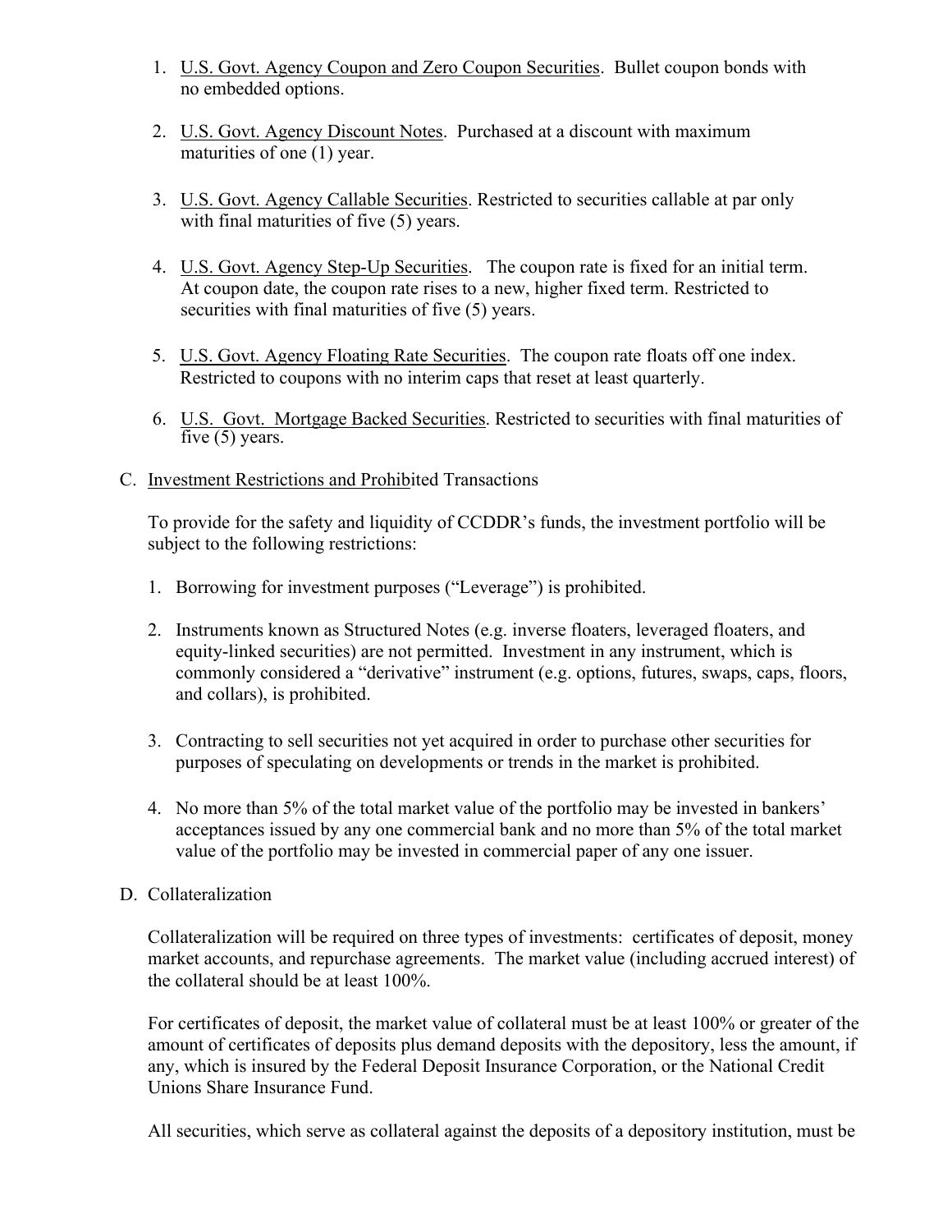1. U.S. Govt. Agency Coupon and Zero Coupon Securities. Bullet coupon bonds with no embedded options.

2. U.S. Govt. Agency Discount Notes. Purchased at a discount with maximum maturities of one (1) year.

3. U.S. Govt. Agency Callable Securities. Restricted to securities callable at par only with final maturities of five (5) years.

4. U.S. Govt. Agency Step-Up Securities. The coupon rate is fixed for an initial term. At coupon date, the coupon rate rises to a new, higher fixed term. Restricted to securities with final maturities of five (5) years.

5. U.S. Govt. Agency Floating Rate Securities. The coupon rate floats off one index. Restricted to coupons with no interim caps that reset at least quarterly.

6. U.S. Govt. Mortgage Backed Securities. Restricted to securities with final maturities of five (5) years.

C. Investment Restrictions and Prohibited Transactions

To provide for the safety and liquidity of CCDDR's funds, the investment portfolio will be subject to the following restrictions:

1. Borrowing for investment purposes ("Leverage") is prohibited.

2. Instruments known as Structured Notes (e.g. inverse floaters, leveraged floaters, and equity-linked securities) are not permitted. Investment in any instrument, which is commonly considered a "derivative" instrument (e.g. options, futures, swaps, caps, floors, and collars), is prohibited.

3. Contracting to sell securities not yet acquired in order to purchase other securities for purposes of speculating on developments or trends in the market is prohibited.

4. No more than 5% of the total market value of the portfolio may be invested in bankers' acceptances issued by any one commercial bank and no more than 5% of the total market value of the portfolio may be invested in commercial paper of any one issuer.

D. Collateralization

Collateralization will be required on three types of investments: certificates of deposit, money market accounts, and repurchase agreements. The market value (including accrued interest) of the collateral should be at least 100%.

For certificates of deposit, the market value of collateral must be at least 100% or greater of the amount of certificates of deposits plus demand deposits with the depository, less the amount, if any, which is insured by the Federal Deposit Insurance Corporation, or the National Credit Unions Share Insurance Fund.

All securities, which serve as collateral against the deposits of a depository institution, must be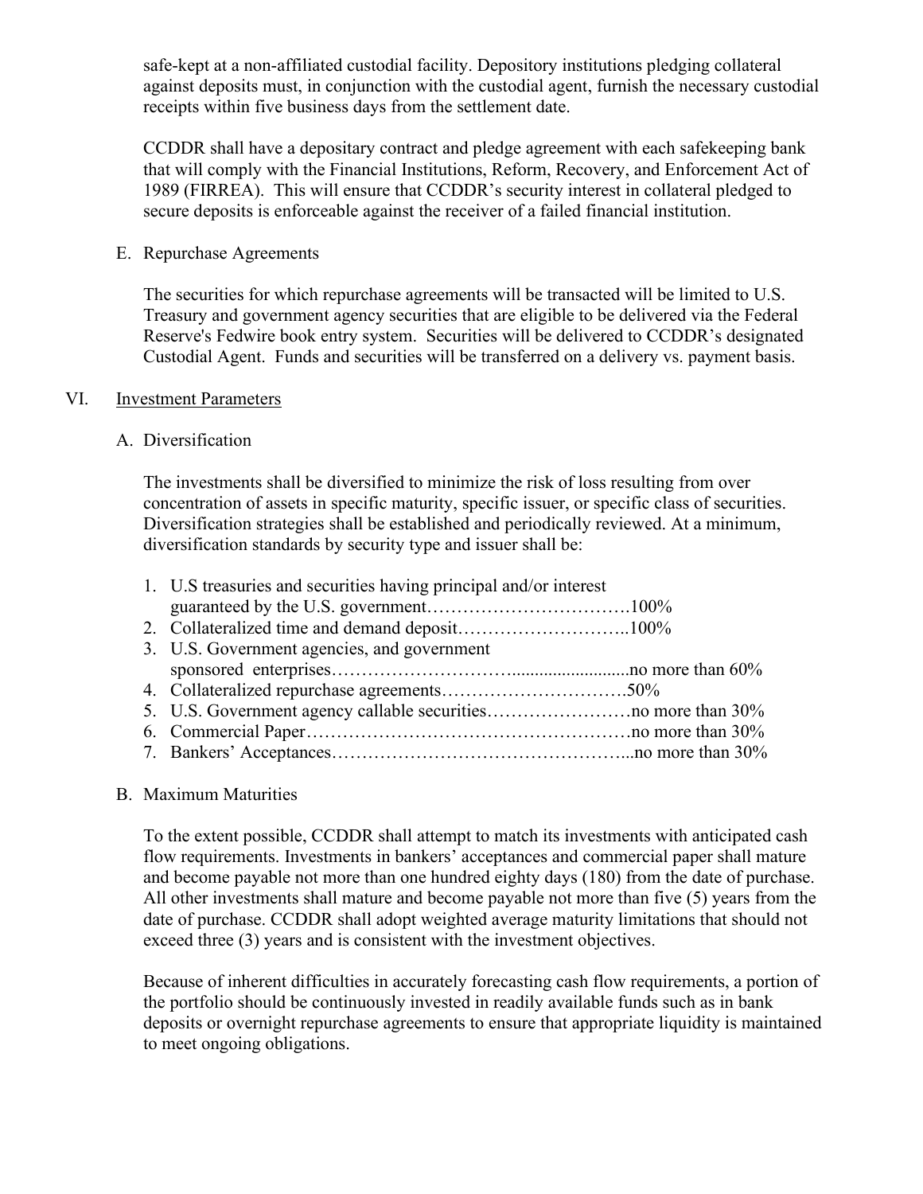safe-kept at a non-affiliated custodial facility. Depository institutions pledging collateral against deposits must, in conjunction with the custodial agent, furnish the necessary custodial receipts within five business days from the settlement date.

CCDDR shall have a depositary contract and pledge agreement with each safekeeping bank that will comply with the Financial Institutions, Reform, Recovery, and Enforcement Act of 1989 (FIRREA). This will ensure that CCDDR's security interest in collateral pledged to secure deposits is enforceable against the receiver of a failed financial institution.

E. Repurchase Agreements

The securities for which repurchase agreements will be transacted will be limited to U.S. Treasury and government agency securities that are eligible to be delivered via the Federal Reserve's Fedwire book entry system. Securities will be delivered to CCDDR's designated Custodial Agent. Funds and securities will be transferred on a delivery vs. payment basis.

## VI. Investment Parameters

A. Diversification

The investments shall be diversified to minimize the risk of loss resulting from over concentration of assets in specific maturity, specific issuer, or specific class of securities. Diversification strategies shall be established and periodically reviewed. At a minimum, diversification standards by security type and issuer shall be:

1. U.S treasuries and securities having principal and/or interest guaranteed by the U.S. government…………………………….100%
2. Collateralized time and demand deposit………………………..100%
3. U.S. Government agencies, and government sponsored enterprises……………………….........................no more than 60%
4. Collateralized repurchase agreements………………………….50%
5. U.S. Government agency callable securities……………………no more than 30%
6. Commercial Paper………………………………………………no more than 30%
7. Bankers' Acceptances…………………………………………...no more than 30%

B. Maximum Maturities

To the extent possible, CCDDR shall attempt to match its investments with anticipated cash flow requirements. Investments in bankers' acceptances and commercial paper shall mature and become payable not more than one hundred eighty days (180) from the date of purchase. All other investments shall mature and become payable not more than five (5) years from the date of purchase. CCDDR shall adopt weighted average maturity limitations that should not exceed three (3) years and is consistent with the investment objectives.

Because of inherent difficulties in accurately forecasting cash flow requirements, a portion of the portfolio should be continuously invested in readily available funds such as in bank deposits or overnight repurchase agreements to ensure that appropriate liquidity is maintained to meet ongoing obligations.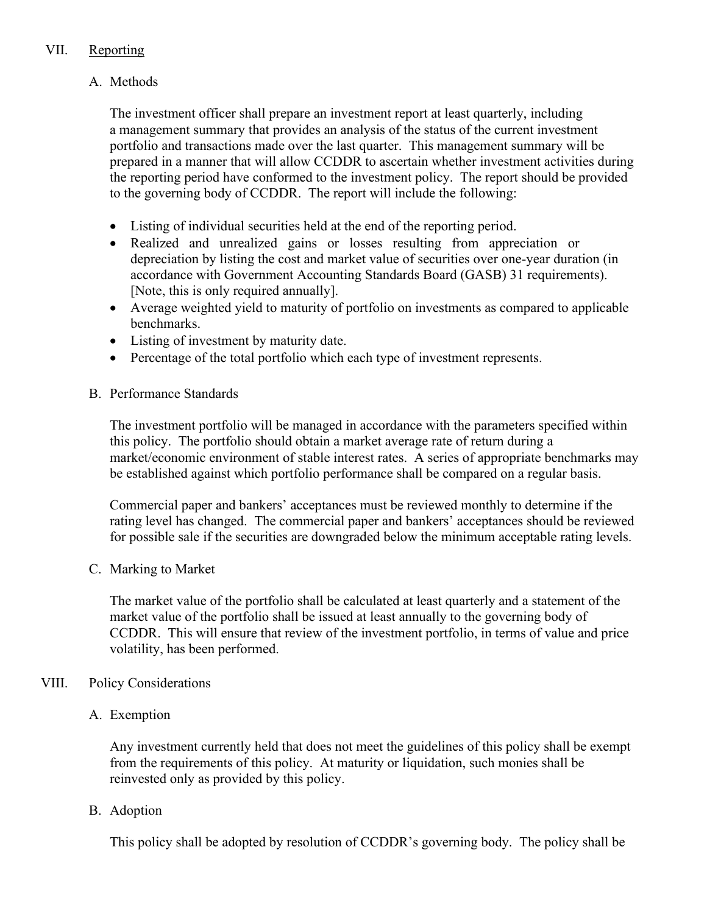## VII. Reporting

### A. Methods

The investment officer shall prepare an investment report at least quarterly, including a management summary that provides an analysis of the status of the current investment portfolio and transactions made over the last quarter. This management summary will be prepared in a manner that will allow CCDDR to ascertain whether investment activities during the reporting period have conformed to the investment policy. The report should be provided to the governing body of CCDDR. The report will include the following:

- Listing of individual securities held at the end of the reporting period.
- Realized and unrealized gains or losses resulting from appreciation or depreciation by listing the cost and market value of securities over one-year duration (in accordance with Government Accounting Standards Board (GASB) 31 requirements). [Note, this is only required annually].
- Average weighted yield to maturity of portfolio on investments as compared to applicable benchmarks.
- Listing of investment by maturity date.
- Percentage of the total portfolio which each type of investment represents.

### B. Performance Standards

The investment portfolio will be managed in accordance with the parameters specified within this policy. The portfolio should obtain a market average rate of return during a market/economic environment of stable interest rates. A series of appropriate benchmarks may be established against which portfolio performance shall be compared on a regular basis.

Commercial paper and bankers' acceptances must be reviewed monthly to determine if the rating level has changed. The commercial paper and bankers' acceptances should be reviewed for possible sale if the securities are downgraded below the minimum acceptable rating levels.

### C. Marking to Market

The market value of the portfolio shall be calculated at least quarterly and a statement of the market value of the portfolio shall be issued at least annually to the governing body of CCDDR. This will ensure that review of the investment portfolio, in terms of value and price volatility, has been performed.

## VIII. Policy Considerations

### A. Exemption

Any investment currently held that does not meet the guidelines of this policy shall be exempt from the requirements of this policy. At maturity or liquidation, such monies shall be reinvested only as provided by this policy.

### B. Adoption

This policy shall be adopted by resolution of CCDDR's governing body. The policy shall be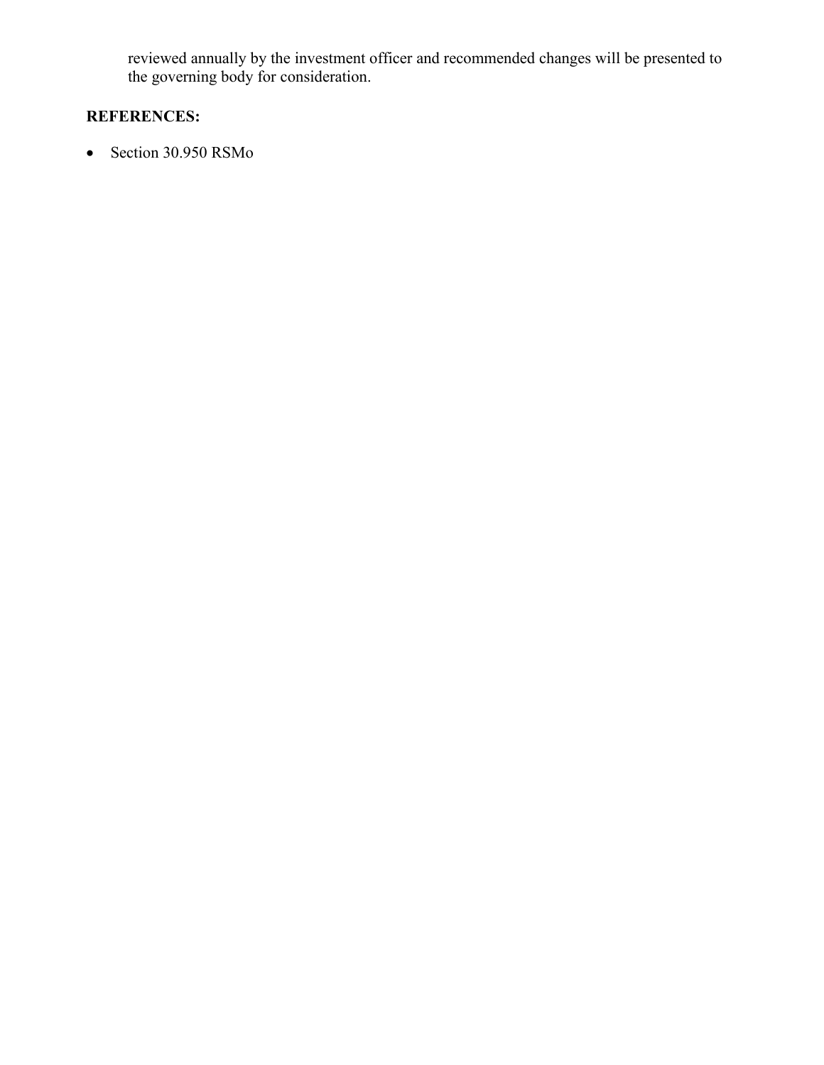reviewed annually by the investment officer and recommended changes will be presented to the governing body for consideration.

**REFERENCES:**

- Section 30.950 RSMo